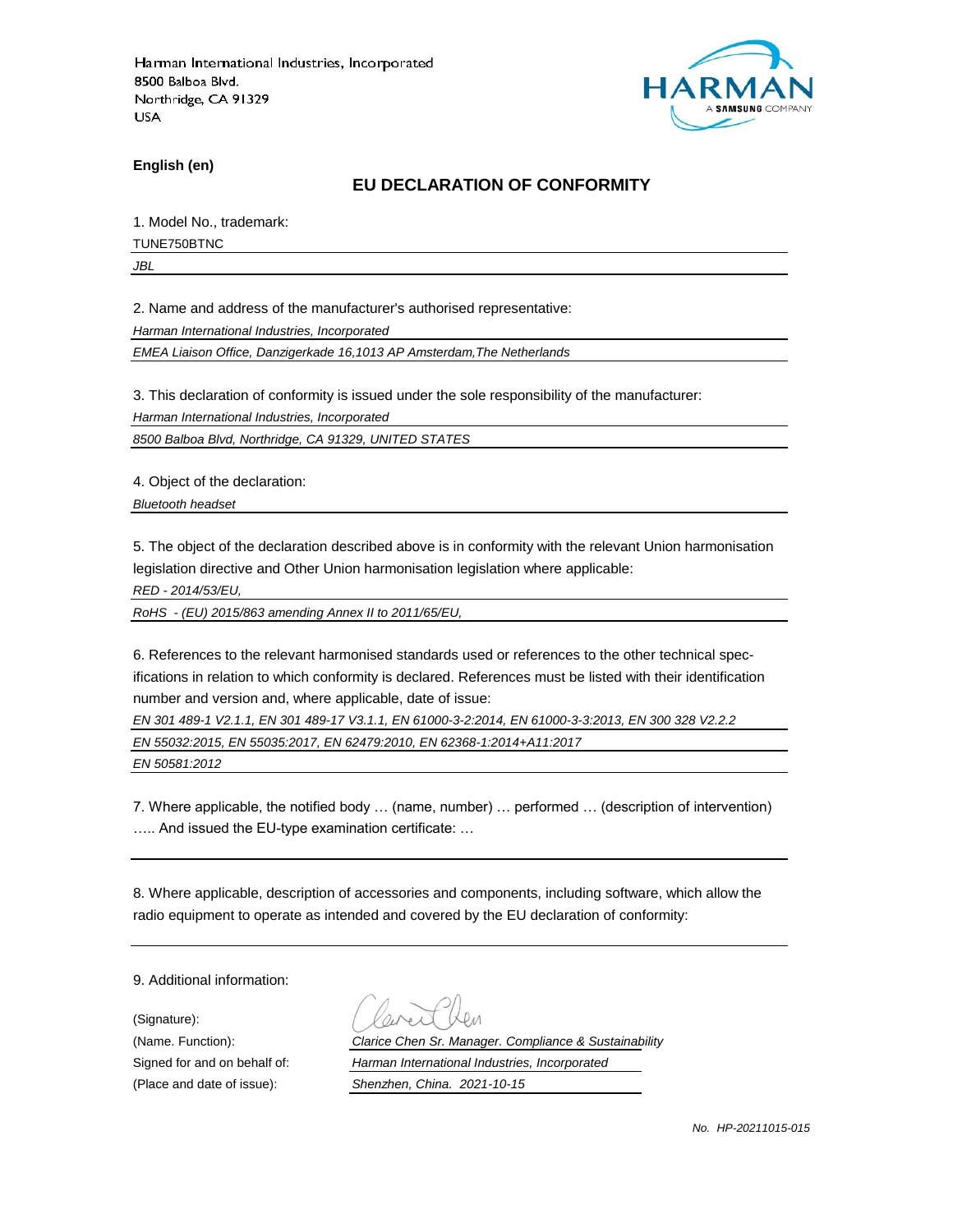Harman International Industries, Incorporated
8500 Balboa Blvd.
Northridge, CA 91329
USA

**English (en)**

## EU DECLARATION OF CONFORMITY

1. Model No., trademark:

TUNE750BTNC

*JBL*

2. Name and address of the manufacturer's authorised representative:

*Harman International Industries, Incorporated*

*EMEA Liaison Office, Danzigerkade 16,1013 AP Amsterdam,The Netherlands*

3. This declaration of conformity is issued under the sole responsibility of the manufacturer:

*Harman International Industries, Incorporated*

*8500 Balboa Blvd, Northridge, CA 91329, UNITED STATES*

4. Object of the declaration:

*Bluetooth headset*

5. The object of the declaration described above is in conformity with the relevant Union harmonisation legislation directive and Other Union harmonisation legislation where applicable:

*RED - 2014/53/EU,*

*RoHS - (EU) 2015/863 amending Annex II to 2011/65/EU,*

6. References to the relevant harmonised standards used or references to the other technical specifications in relation to which conformity is declared. References must be listed with their identification number and version and, where applicable, date of issue:

*EN 301 489-1 V2.1.1, EN 301 489-17 V3.1.1, EN 61000-3-2:2014, EN 61000-3-3:2013, EN 300 328 V2.2.2*

*EN 55032:2015, EN 55035:2017, EN 62479:2010, EN 62368-1:2014+A11:2017*

*EN 50581:2012*

7. Where applicable, the notified body … (name, number) … performed … (description of intervention) ….. And issued the EU-type examination certificate: …

8. Where applicable, description of accessories and components, including software, which allow the radio equipment to operate as intended and covered by the EU declaration of conformity:

9. Additional information:

(Signature):

(Name. Function): *Clarice Chen Sr. Manager. Compliance & Sustainability*

Signed for and on behalf of: *Harman International Industries, Incorporated*

(Place and date of issue): *Shenzhen, China. 2021-10-15*

*No. HP-20211015-015*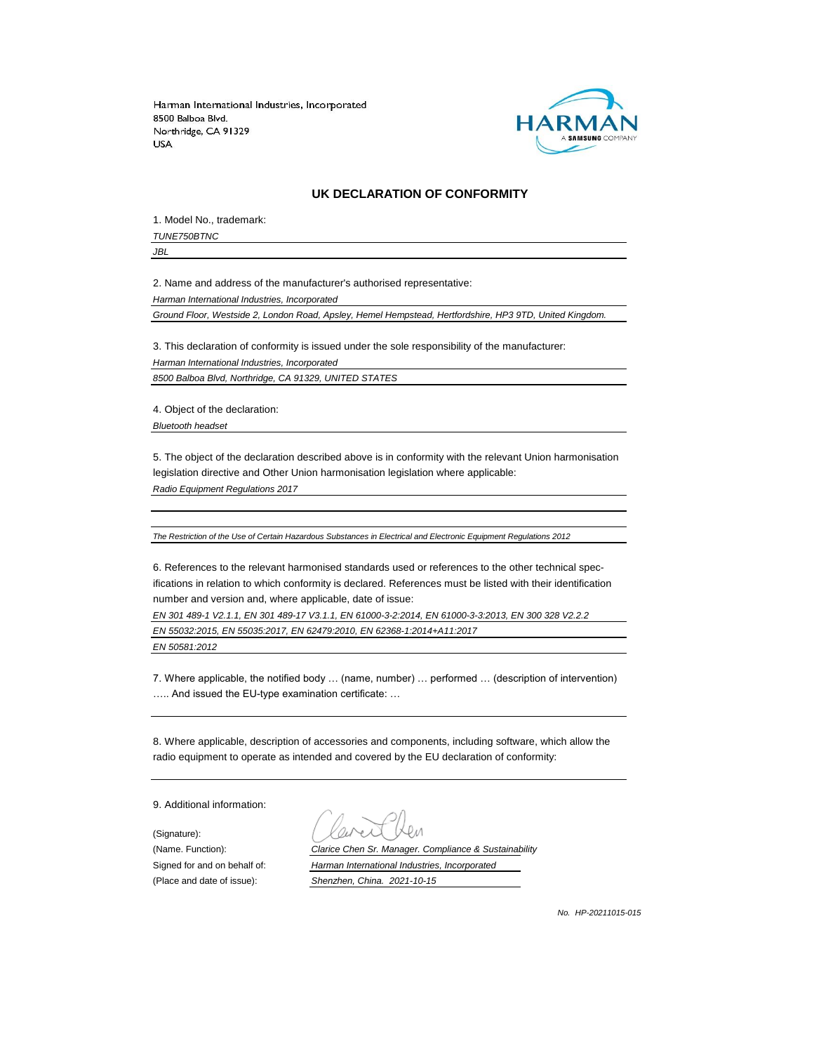Harman International Industries, Incorporated
8500 Balboa Blvd.
Northridge, CA 91329
USA

## UK DECLARATION OF CONFORMITY

1. Model No., trademark:

*TUNE750BTNC*

*JBL*

2. Name and address of the manufacturer's authorised representative:

*Harman International Industries, Incorporated*

*Ground Floor, Westside 2, London Road, Apsley, Hemel Hempstead, Hertfordshire, HP3 9TD, United Kingdom.*

3. This declaration of conformity is issued under the sole responsibility of the manufacturer:

*Harman International Industries, Incorporated*

*8500 Balboa Blvd, Northridge, CA 91329, UNITED STATES*

4. Object of the declaration:

*Bluetooth headset*

5. The object of the declaration described above is in conformity with the relevant Union harmonisation legislation directive and Other Union harmonisation legislation where applicable:

*Radio Equipment Regulations 2017*

*The Restriction of the Use of Certain Hazardous Substances in Electrical and Electronic Equipment Regulations 2012*

6. References to the relevant harmonised standards used or references to the other technical specifications in relation to which conformity is declared. References must be listed with their identification number and version and, where applicable, date of issue:

*EN 301 489-1 V2.1.1, EN 301 489-17 V3.1.1, EN 61000-3-2:2014, EN 61000-3-3:2013, EN 300 328 V2.2.2*

*EN 55032:2015, EN 55035:2017, EN 62479:2010, EN 62368-1:2014+A11:2017*

*EN 50581:2012*

7. Where applicable, the notified body … (name, number) … performed … (description of intervention) ….. And issued the EU-type examination certificate: …

8. Where applicable, description of accessories and components, including software, which allow the radio equipment to operate as intended and covered by the EU declaration of conformity:

9. Additional information:

(Signature):

(Name. Function): *Clarice Chen Sr. Manager. Compliance & Sustainability*

Signed for and on behalf of: *Harman International Industries, Incorporated*

(Place and date of issue): *Shenzhen, China. 2021-10-15*

*No. HP-20211015-015*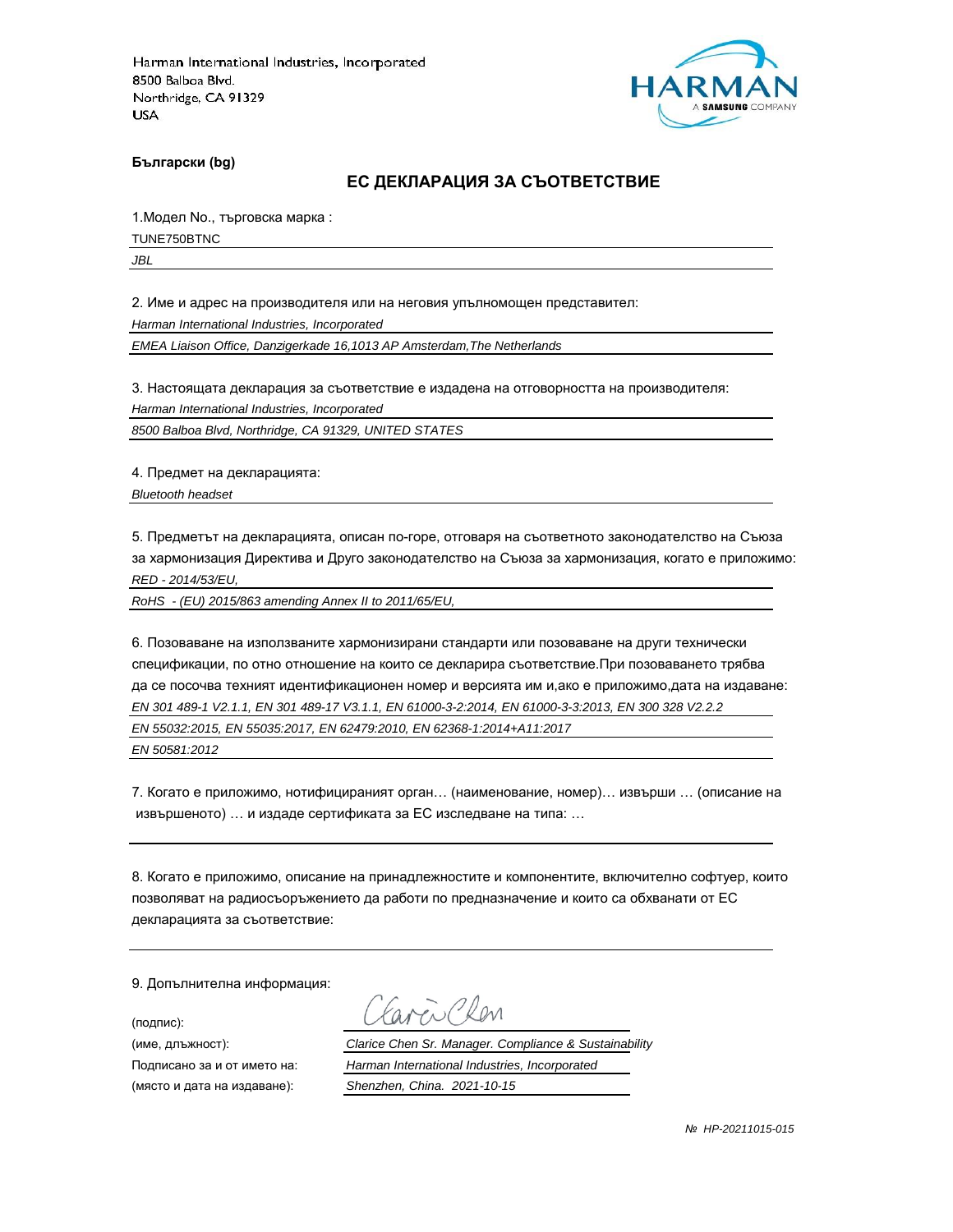Harman International Industries, Incorporated
8500 Balboa Blvd.
Northridge, CA 91329
USA

HARMAN
A SAMSUNG COMPANY

**Български (bg)**

## ЕС ДЕКЛАРАЦИЯ ЗА СЪОТВЕТСТВИЕ

1.Модел No., търговска марка :

TUNE750BTNC

*JBL*

2. Име и адрес на производителя или на неговия упълномощен представител:

*Harman International Industries, Incorporated*

*EMEA Liaison Office, Danzigerkade 16,1013 AP Amsterdam,The Netherlands*

3. Настоящата декларация за съответствие е издадена на отговорността на производителя:

*Harman International Industries, Incorporated*

*8500 Balboa Blvd, Northridge, CA 91329, UNITED STATES*

4. Предмет на декларацията:

*Bluetooth headset*

5. Предметът на декларацията, описан по-горе, отговаря на съответното законодателство на Съюза за хармонизация Директива и Друго законодателство на Съюза за хармонизация, когато е приложимо:

*RED - 2014/53/EU,*

*RoHS - (EU) 2015/863 amending Annex II to 2011/65/EU,*

6. Позоваване на използваните хармонизирани стандарти или позоваване на други технически спецификации, по отно отношение на които се декларира съответствие.При позоваването трябва да се посочва техният идентификационен номер и версията им и,ако е приложимо,дата на издаване:

*EN 301 489-1 V2.1.1, EN 301 489-17 V3.1.1, EN 61000-3-2:2014, EN 61000-3-3:2013, EN 300 328 V2.2.2*

*EN 55032:2015, EN 55035:2017, EN 62479:2010, EN 62368-1:2014+A11:2017*

*EN 50581:2012*

7. Когато е приложимо, нотифицираният орган… (наименование, номер)… извърши … (описание на извършеното) … и издаде сертификата за ЕС изследване на типа: …

8. Когато е приложимо, описание на принадлежностите и компонентите, включително софтуер, които позволяват на радиосъоръжението да работи по предназначение и които са обхванати от ЕС декларацията за съответствие:

9. Допълнителна информация:

(подпис): Clarice Chen

(име, длъжност): *Clarice Chen Sr. Manager. Compliance & Sustainability*

Подписано за и от името на: *Harman International Industries, Incorporated*

(място и дата на издаване): *Shenzhen, China. 2021-10-15*

*№ HP-20211015-015*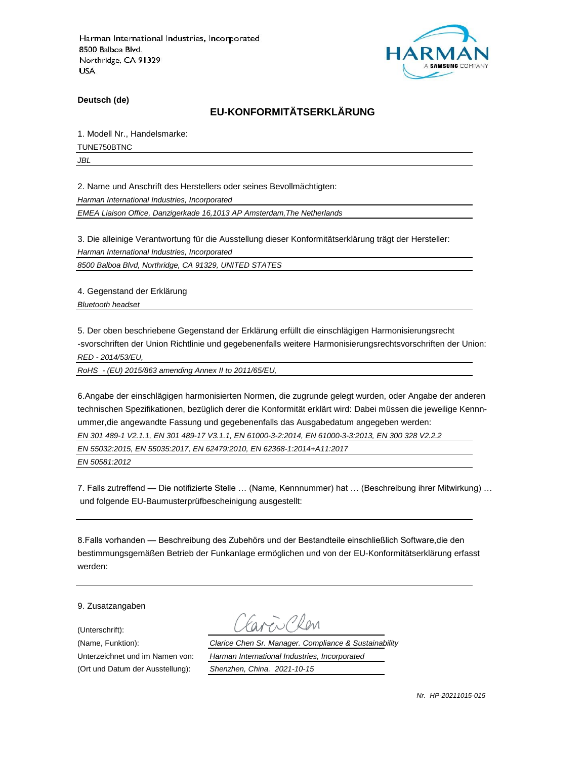Harman International Industries, Incorporated
8500 Balboa Blvd.
Northridge, CA 91329
USA

**Deutsch (de)**

## EU-KONFORMITÄTSERKLÄRUNG

1. Modell Nr., Handelsmarke:

TUNE750BTNC

*JBL*

2. Name und Anschrift des Herstellers oder seines Bevollmächtigten:

*Harman International Industries, Incorporated*

*EMEA Liaison Office, Danzigerkade 16,1013 AP Amsterdam,The Netherlands*

3. Die alleinige Verantwortung für die Ausstellung dieser Konformitätserklärung trägt der Hersteller:

*Harman International Industries, Incorporated*

*8500 Balboa Blvd, Northridge, CA 91329, UNITED STATES*

4. Gegenstand der Erklärung

*Bluetooth headset*

5. Der oben beschriebene Gegenstand der Erklärung erfüllt die einschlägigen Harmonisierungsrecht -svorschriften der Union Richtlinie und gegebenenfalls weitere Harmonisierungsrechtsvorschriften der Union:

*RED - 2014/53/EU,*

*RoHS - (EU) 2015/863 amending Annex II to 2011/65/EU,*

6.Angabe der einschlägigen harmonisierten Normen, die zugrunde gelegt wurden, oder Angabe der anderen technischen Spezifikationen, bezüglich derer die Konformität erklärt wird: Dabei müssen die jeweilige Kennn-ummer,die angewandte Fassung und gegebenenfalls das Ausgabedatum angegeben werden:

*EN 301 489-1 V2.1.1, EN 301 489-17 V3.1.1, EN 61000-3-2:2014, EN 61000-3-3:2013, EN 300 328 V2.2.2*

*EN 55032:2015, EN 55035:2017, EN 62479:2010, EN 62368-1:2014+A11:2017*

*EN 50581:2012*

7. Falls zutreffend — Die notifizierte Stelle … (Name, Kennnummer) hat … (Beschreibung ihrer Mitwirkung) … und folgende EU-Baumusterprüfbescheinigung ausgestellt:

8.Falls vorhanden — Beschreibung des Zubehörs und der Bestandteile einschließlich Software,die den bestimmungsgemäßen Betrieb der Funkanlage ermöglichen und von der EU-Konformitätserklärung erfasst werden:

9. Zusatzangaben

(Unterschrift): Clarice Chen

(Name, Funktion): *Clarice Chen Sr. Manager. Compliance & Sustainability*

Unterzeichnet und im Namen von: *Harman International Industries, Incorporated*

(Ort und Datum der Ausstellung): *Shenzhen, China. 2021-10-15*

*Nr. HP-20211015-015*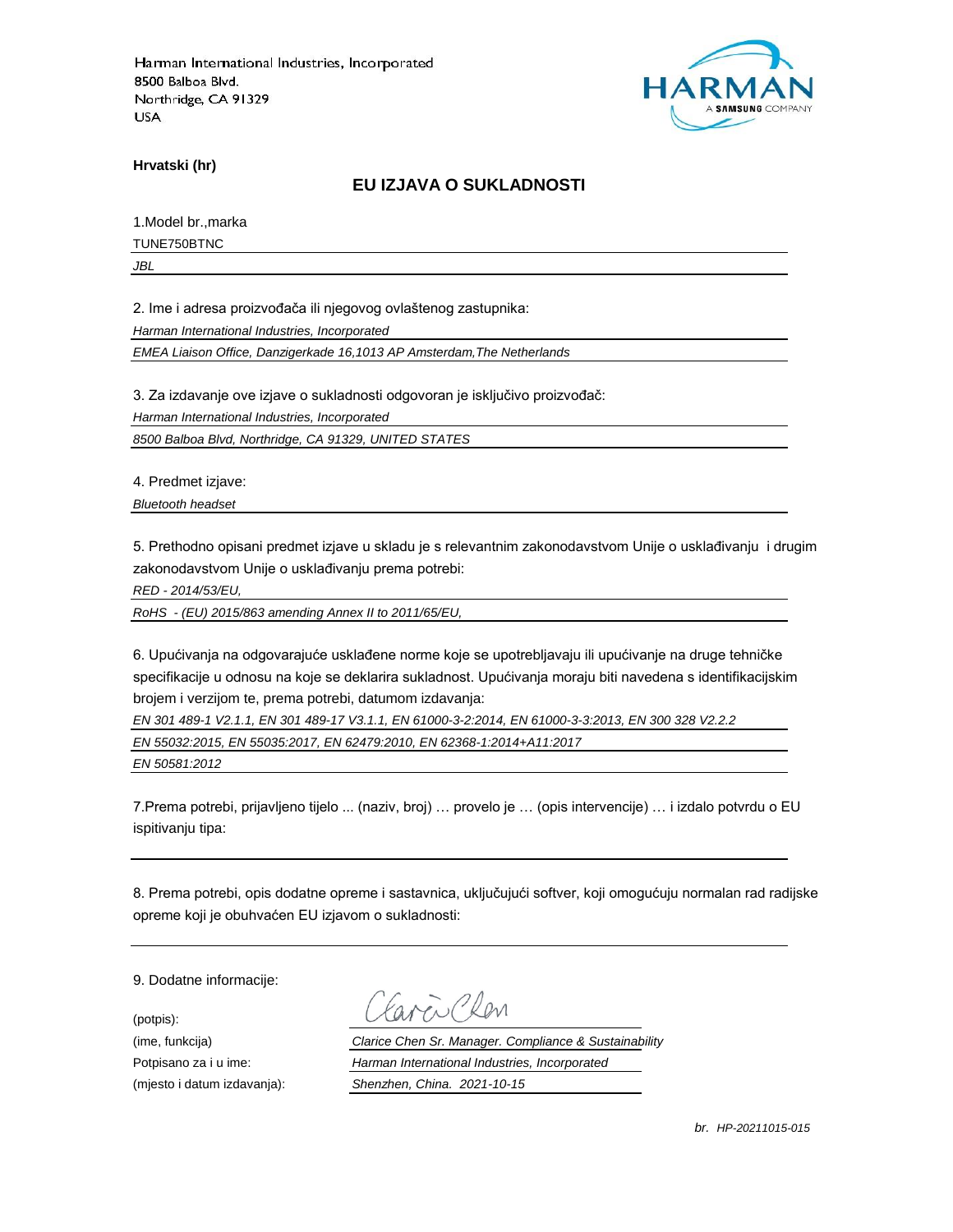Harman International Industries, Incorporated
8500 Balboa Blvd.
Northridge, CA 91329
USA

**Hrvatski (hr)**

## EU IZJAVA O SUKLADNOSTI

1.Model br.,marka

TUNE750BTNC

*JBL*

2. Ime i adresa proizvođača ili njegovog ovlaštenog zastupnika:

*Harman International Industries, Incorporated*

*EMEA Liaison Office, Danzigerkade 16,1013 AP Amsterdam,The Netherlands*

3. Za izdavanje ove izjave o sukladnosti odgovoran je isključivo proizvođač:

*Harman International Industries, Incorporated*

*8500 Balboa Blvd, Northridge, CA 91329, UNITED STATES*

4. Predmet izjave:

*Bluetooth headset*

5. Prethodno opisani predmet izjave u skladu je s relevantnim zakonodavstvom Unije o usklađivanju i drugim zakonodavstvom Unije o usklađivanju prema potrebi:

*RED - 2014/53/EU,*

*RoHS - (EU) 2015/863 amending Annex II to 2011/65/EU,*

6. Upućivanja na odgovarajuće usklađene norme koje se upotrebljavaju ili upućivanje na druge tehničke specifikacije u odnosu na koje se deklarira sukladnost. Upućivanja moraju biti navedena s identifikacijskim brojem i verzijom te, prema potrebi, datumom izdavanja:

*EN 301 489-1 V2.1.1, EN 301 489-17 V3.1.1, EN 61000-3-2:2014, EN 61000-3-3:2013, EN 300 328 V2.2.2*

*EN 55032:2015, EN 55035:2017, EN 62479:2010, EN 62368-1:2014+A11:2017*

*EN 50581:2012*

7.Prema potrebi, prijavljeno tijelo ... (naziv, broj) … provelo je … (opis intervencije) … i izdalo potvrdu o EU ispitivanju tipa:

8. Prema potrebi, opis dodatne opreme i sastavnica, uključujući softver, koji omogućuju normalan rad radijske opreme koji je obuhvaćen EU izjavom o sukladnosti:

9. Dodatne informacije:

(potpis):

(ime, funkcija) *Clarice Chen Sr. Manager. Compliance & Sustainability*

Potpisano za i u ime: *Harman International Industries, Incorporated*

(mjesto i datum izdavanja): *Shenzhen, China. 2021-10-15*

*br. HP-20211015-015*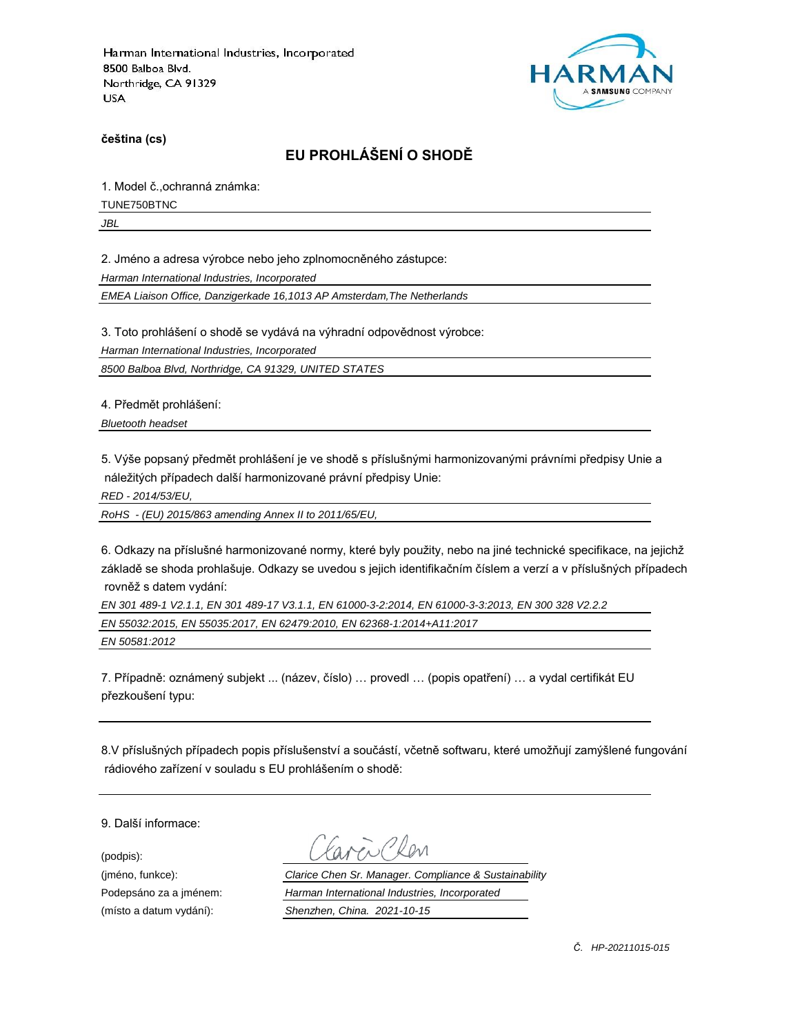Harman International Industries, Incorporated
8500 Balboa Blvd.
Northridge, CA 91329
USA

HARMAN
A SAMSUNG COMPANY

**čeština (cs)**

## EU PROHLÁŠENÍ O SHODĚ

1. Model č.,ochranná známka:

TUNE750BTNC

*JBL*

2. Jméno a adresa výrobce nebo jeho zplnomocněného zástupce:

*Harman International Industries, Incorporated*

*EMEA Liaison Office, Danzigerkade 16,1013 AP Amsterdam,The Netherlands*

3. Toto prohlášení o shodě se vydává na výhradní odpovědnost výrobce:

*Harman International Industries, Incorporated*

*8500 Balboa Blvd, Northridge, CA 91329, UNITED STATES*

4. Předmět prohlášení:

*Bluetooth headset*

5. Výše popsaný předmět prohlášení je ve shodě s příslušnými harmonizovanými právními předpisy Unie a náležitých případech další harmonizované právní předpisy Unie:

*RED - 2014/53/EU,*

*RoHS - (EU) 2015/863 amending Annex II to 2011/65/EU,*

6. Odkazy na příslušné harmonizované normy, které byly použity, nebo na jiné technické specifikace, na jejichž základě se shoda prohlašuje. Odkazy se uvedou s jejich identifikačním číslem a verzí a v příslušných případech rovněž s datem vydání:

*EN 301 489-1 V2.1.1, EN 301 489-17 V3.1.1, EN 61000-3-2:2014, EN 61000-3-3:2013, EN 300 328 V2.2.2*

*EN 55032:2015, EN 55035:2017, EN 62479:2010, EN 62368-1:2014+A11:2017*

*EN 50581:2012*

7. Případně: oznámený subjekt ... (název, číslo) … provedl … (popis opatření) … a vydal certifikát EU přezkoušení typu:

8.V příslušných případech popis příslušenství a součástí, včetně softwaru, které umožňují zamýšlené fungování rádiového zařízení v souladu s EU prohlášením o shodě:

9. Další informace:

(podpis): Clarice Chen

(jméno, funkce): *Clarice Chen Sr. Manager. Compliance & Sustainability*

Podepsáno za a jménem: *Harman International Industries, Incorporated*

(místo a datum vydání): *Shenzhen, China. 2021-10-15*

*Č. HP-20211015-015*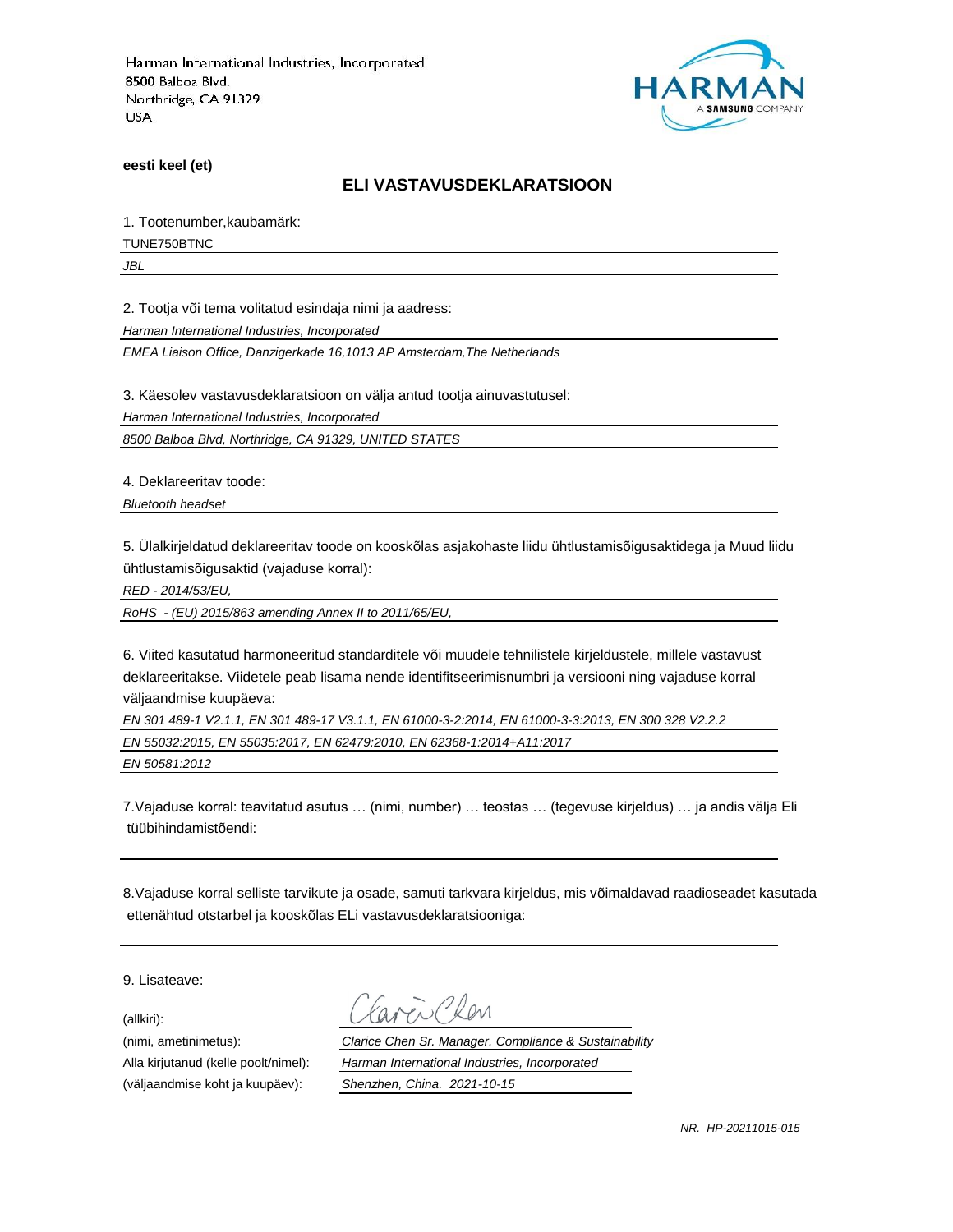Harman International Industries, Incorporated
8500 Balboa Blvd.
Northridge, CA 91329
USA

**eesti keel (et)**

## ELI VASTAVUSDEKLARATSIOON

1. Tootenumber,kaubamärk:

TUNE750BTNC

*JBL*

2. Tootja või tema volitatud esindaja nimi ja aadress:

*Harman International Industries, Incorporated*

*EMEA Liaison Office, Danzigerkade 16,1013 AP Amsterdam,The Netherlands*

3. Käesolev vastavusdeklaratsioon on välja antud tootja ainuvastutusel:

*Harman International Industries, Incorporated*

*8500 Balboa Blvd, Northridge, CA 91329, UNITED STATES*

4. Deklareeritav toode:

*Bluetooth headset*

5. Ülalkirjeldatud deklareeritav toode on kooskõlas asjakohaste liidu ühtlustamisõigusaktidega ja Muud liidu ühtlustamisõigusaktid (vajaduse korral):

*RED - 2014/53/EU,*

*RoHS - (EU) 2015/863 amending Annex II to 2011/65/EU,*

6. Viited kasutatud harmoneeritud standarditele või muudele tehnilistele kirjeldustele, millele vastavust deklareeritakse. Viidetele peab lisama nende identifitseerimisnumbri ja versiooni ning vajaduse korral väljaandmise kuupäeva:

*EN 301 489-1 V2.1.1, EN 301 489-17 V3.1.1, EN 61000-3-2:2014, EN 61000-3-3:2013, EN 300 328 V2.2.2*

*EN 55032:2015, EN 55035:2017, EN 62479:2010, EN 62368-1:2014+A11:2017*

*EN 50581:2012*

7.Vajaduse korral: teavitatud asutus … (nimi, number) … teostas … (tegevuse kirjeldus) … ja andis välja Eli tüübihindamistõendi:

8.Vajaduse korral selliste tarvikute ja osade, samuti tarkvara kirjeldus, mis võimaldavad raadioseadet kasutada ettenähtud otstarbel ja kooskõlas ELi vastavusdeklaratsiooniga:

9. Lisateave:

(allkiri):

(nimi, ametinimetus): *Clarice Chen Sr. Manager. Compliance & Sustainability*

Alla kirjutanud (kelle poolt/nimel): *Harman International Industries, Incorporated*

(väljaandmise koht ja kuupäev): *Shenzhen, China. 2021-10-15*

*NR. HP-20211015-015*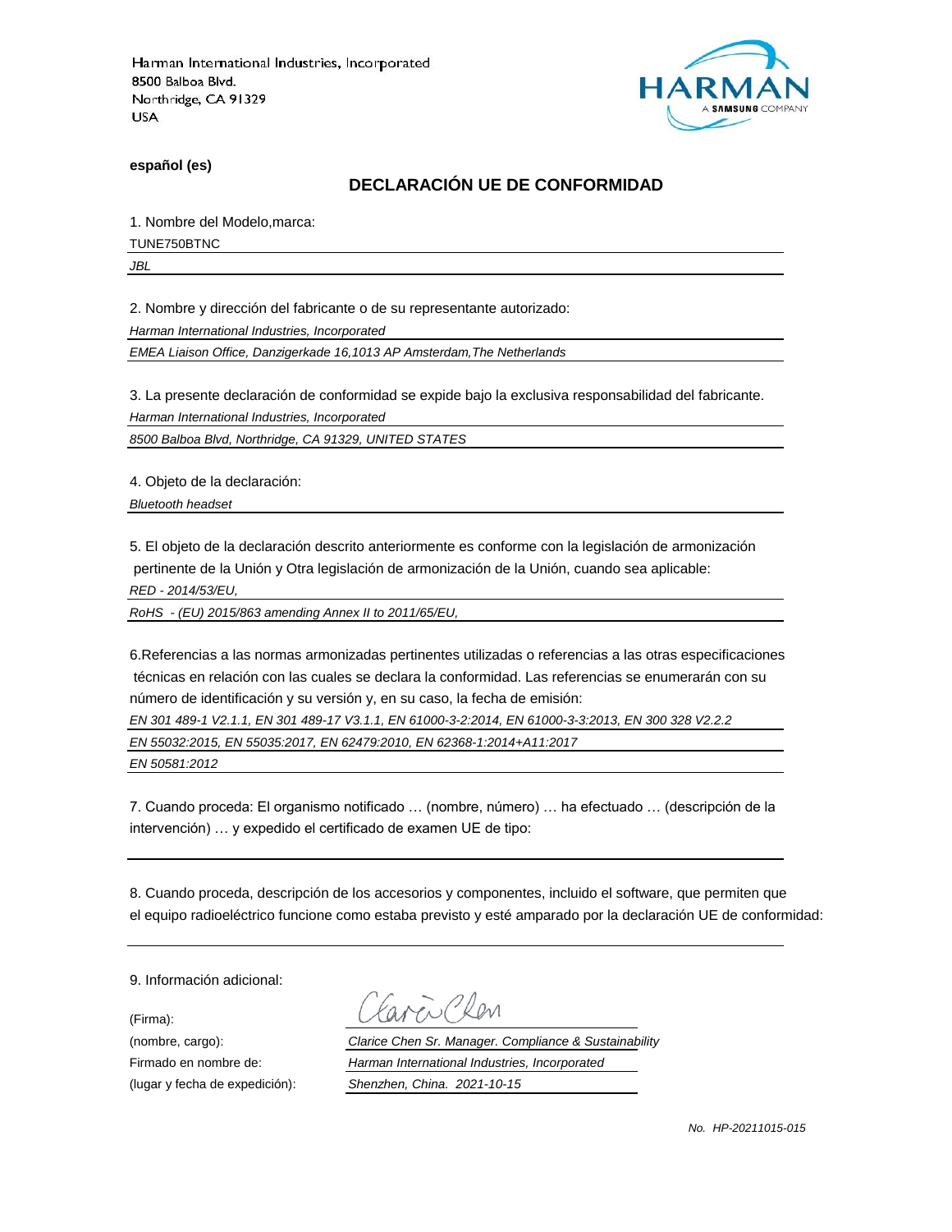Harman International Industries, Incorporated
8500 Balboa Blvd.
Northridge, CA 91329
USA

HARMAN
A SAMSUNG COMPANY

**español (es)**

## DECLARACIÓN UE DE CONFORMIDAD

1. Nombre del Modelo,marca:

TUNE750BTNC

*JBL*

2. Nombre y dirección del fabricante o de su representante autorizado:

*Harman International Industries, Incorporated*

*EMEA Liaison Office, Danzigerkade 16,1013 AP Amsterdam,The Netherlands*

3. La presente declaración de conformidad se expide bajo la exclusiva responsabilidad del fabricante.

*Harman International Industries, Incorporated*

*8500 Balboa Blvd, Northridge, CA 91329, UNITED STATES*

4. Objeto de la declaración:

*Bluetooth headset*

5. El objeto de la declaración descrito anteriormente es conforme con la legislación de armonización pertinente de la Unión y Otra legislación de armonización de la Unión, cuando sea aplicable:

*RED - 2014/53/EU,*

*RoHS - (EU) 2015/863 amending Annex II to 2011/65/EU,*

6.Referencias a las normas armonizadas pertinentes utilizadas o referencias a las otras especificaciones técnicas en relación con las cuales se declara la conformidad. Las referencias se enumerarán con su número de identificación y su versión y, en su caso, la fecha de emisión:

*EN 301 489-1 V2.1.1, EN 301 489-17 V3.1.1, EN 61000-3-2:2014, EN 61000-3-3:2013, EN 300 328 V2.2.2*

*EN 55032:2015, EN 55035:2017, EN 62479:2010, EN 62368-1:2014+A11:2017*

*EN 50581:2012*

7. Cuando proceda: El organismo notificado … (nombre, número) … ha efectuado … (descripción de la intervención) … y expedido el certificado de examen UE de tipo:

8. Cuando proceda, descripción de los accesorios y componentes, incluido el software, que permiten que el equipo radioeléctrico funcione como estaba previsto y esté amparado por la declaración UE de conformidad:

9. Información adicional:

(Firma): Clarice Chen

(nombre, cargo): *Clarice Chen Sr. Manager. Compliance & Sustainability*

Firmado en nombre de: *Harman International Industries, Incorporated*

(lugar y fecha de expedición): *Shenzhen, China. 2021-10-15*

*No. HP-20211015-015*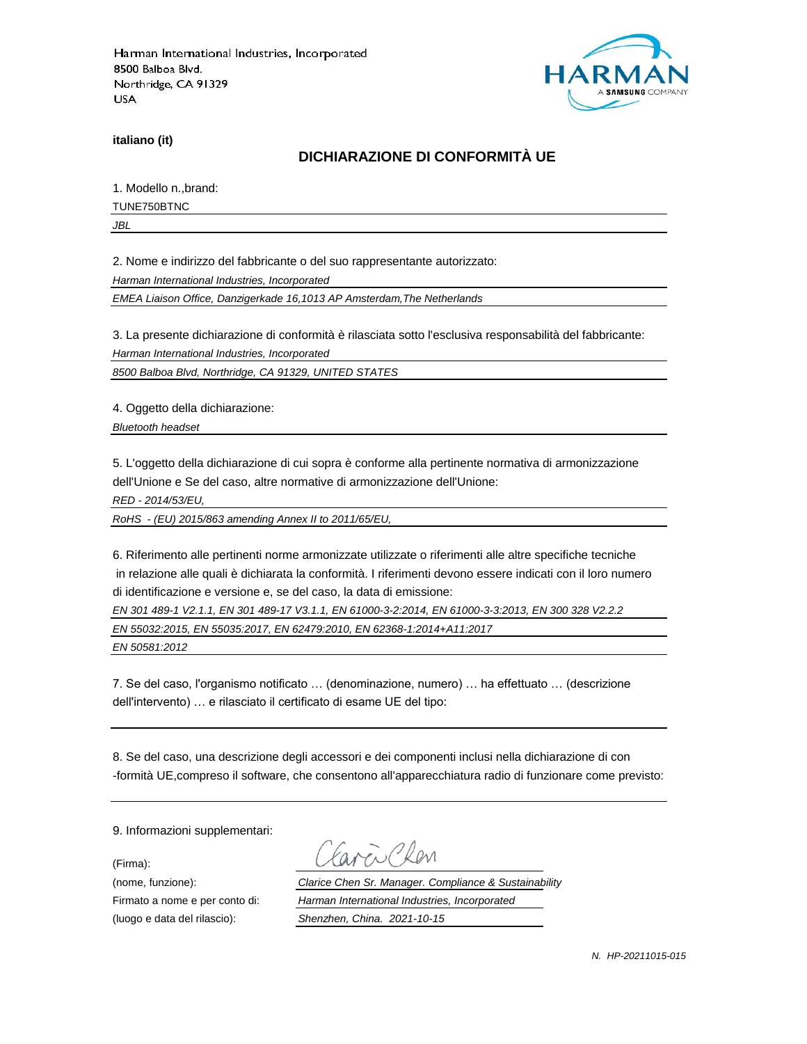Harman International Industries, Incorporated
8500 Balboa Blvd.
Northridge, CA 91329
USA

**italiano (it)**

## DICHIARAZIONE DI CONFORMITÀ UE

1. Modello n.,brand:

TUNE750BTNC

*JBL*

2. Nome e indirizzo del fabbricante o del suo rappresentante autorizzato:

*Harman International Industries, Incorporated*

*EMEA Liaison Office, Danzigerkade 16,1013 AP Amsterdam,The Netherlands*

3. La presente dichiarazione di conformità è rilasciata sotto l'esclusiva responsabilità del fabbricante:

*Harman International Industries, Incorporated*

*8500 Balboa Blvd, Northridge, CA 91329, UNITED STATES*

4. Oggetto della dichiarazione:

*Bluetooth headset*

5. L'oggetto della dichiarazione di cui sopra è conforme alla pertinente normativa di armonizzazione dell'Unione e Se del caso, altre normative di armonizzazione dell'Unione:

*RED - 2014/53/EU,*

*RoHS - (EU) 2015/863 amending Annex II to 2011/65/EU,*

6. Riferimento alle pertinenti norme armonizzate utilizzate o riferimenti alle altre specifiche tecniche in relazione alle quali è dichiarata la conformità. I riferimenti devono essere indicati con il loro numero di identificazione e versione e, se del caso, la data di emissione:

*EN 301 489-1 V2.1.1, EN 301 489-17 V3.1.1, EN 61000-3-2:2014, EN 61000-3-3:2013, EN 300 328 V2.2.2*

*EN 55032:2015, EN 55035:2017, EN 62479:2010, EN 62368-1:2014+A11:2017*

*EN 50581:2012*

7. Se del caso, l'organismo notificato … (denominazione, numero) … ha effettuato … (descrizione dell'intervento) … e rilasciato il certificato di esame UE del tipo:

8. Se del caso, una descrizione degli accessori e dei componenti inclusi nella dichiarazione di con-formità UE,compreso il software, che consentono all'apparecchiatura radio di funzionare come previsto:

9. Informazioni supplementari:

(Firma): Clarice Chen

(nome, funzione): *Clarice Chen Sr. Manager. Compliance & Sustainability*

Firmato a nome e per conto di: *Harman International Industries, Incorporated*

(luogo e data del rilascio): *Shenzhen, China. 2021-10-15*

*N. HP-20211015-015*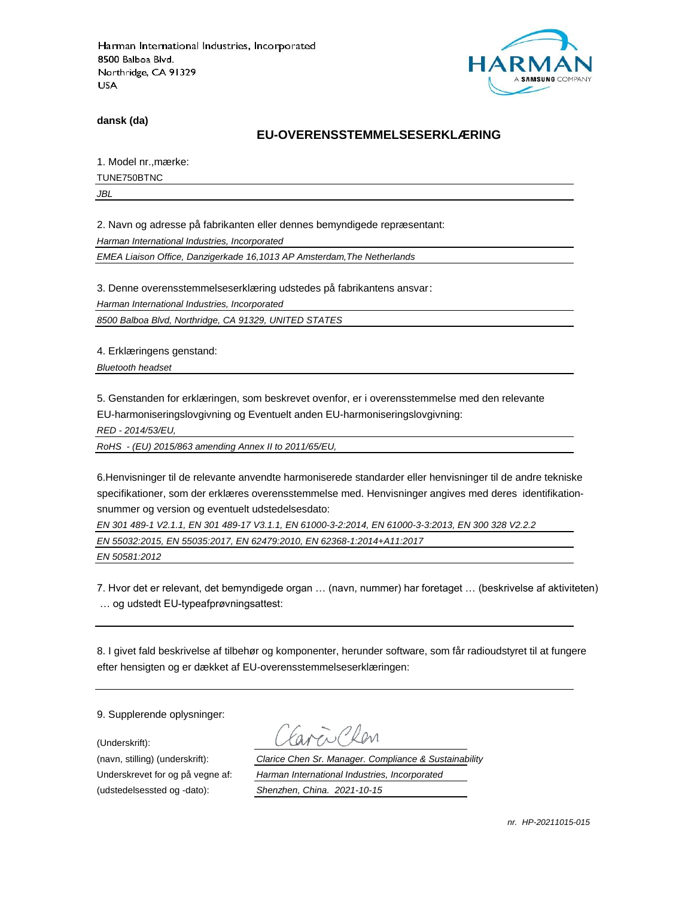Harman International Industries, Incorporated
8500 Balboa Blvd.
Northridge, CA 91329
USA

HARMAN
A SAMSUNG COMPANY

**dansk (da)**

## EU-OVERENSSTEMMELSESERKLÆRING

1. Model nr.,mærke:

TUNE750BTNC

*JBL*

2. Navn og adresse på fabrikanten eller dennes bemyndigede repræsentant:

*Harman International Industries, Incorporated*

*EMEA Liaison Office, Danzigerkade 16,1013 AP Amsterdam,The Netherlands*

3. Denne overensstemmelseserklæring udstedes på fabrikantens ansvar:

*Harman International Industries, Incorporated*

*8500 Balboa Blvd, Northridge, CA 91329, UNITED STATES*

4. Erklæringens genstand:

*Bluetooth headset*

5. Genstanden for erklæringen, som beskrevet ovenfor, er i overensstemmelse med den relevante EU-harmoniseringslovgivning og Eventuelt anden EU-harmoniseringslovgivning:

*RED - 2014/53/EU,*

*RoHS - (EU) 2015/863 amending Annex II to 2011/65/EU,*

6.Henvisninger til de relevante anvendte harmoniserede standarder eller henvisninger til de andre tekniske specifikationer, som der erklæres overensstemmelse med. Henvisninger angives med deres identifikation-snummer og version og eventuelt udstedelsesdato:

*EN 301 489-1 V2.1.1, EN 301 489-17 V3.1.1, EN 61000-3-2:2014, EN 61000-3-3:2013, EN 300 328 V2.2.2*

*EN 55032:2015, EN 55035:2017, EN 62479:2010, EN 62368-1:2014+A11:2017*

*EN 50581:2012*

7. Hvor det er relevant, det bemyndigede organ … (navn, nummer) har foretaget … (beskrivelse af aktiviteten) … og udstedt EU-typeafprøvningsattest:

8. I givet fald beskrivelse af tilbehør og komponenter, herunder software, som får radioudstyret til at fungere efter hensigten og er dækket af EU-overensstemmelseserklæringen:

9. Supplerende oplysninger:

(Underskrift):

(navn, stilling) (underskrift): *Clarice Chen Sr. Manager. Compliance & Sustainability*

Underskrevet for og på vegne af: *Harman International Industries, Incorporated*

(udstedelsessted og -dato): *Shenzhen, China. 2021-10-15*

*nr. HP-20211015-015*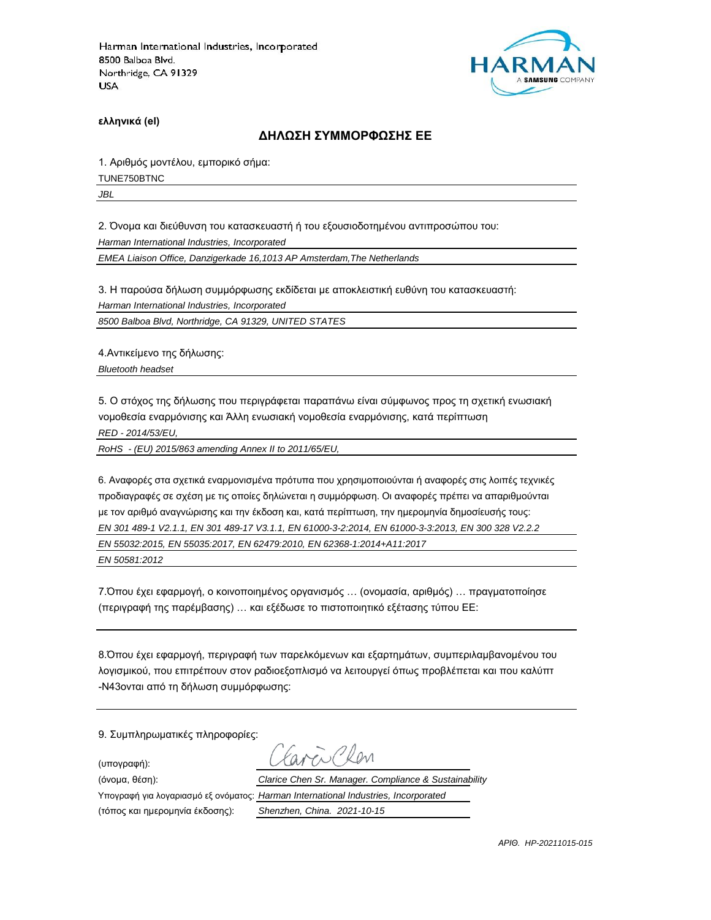Harman International Industries, Incorporated
8500 Balboa Blvd.
Northridge, CA 91329
USA

**ελληνικά (el)**

## ΔΗΛΩΣΗ ΣΥΜΜΟΡΦΩΣΗΣ ΕΕ

1. Αριθμός μοντέλου, εμπορικό σήμα:

TUNE750BTNC

*JBL*

2. Όνομα και διεύθυνση του κατασκευαστή ή του εξουσιοδοτημένου αντιπροσώπου του:

*Harman International Industries, Incorporated*

*EMEA Liaison Office, Danzigerkade 16,1013 AP Amsterdam,The Netherlands*

3. Η παρούσα δήλωση συμμόρφωσης εκδίδεται με αποκλειστική ευθύνη του κατασκευαστή:

*Harman International Industries, Incorporated*

*8500 Balboa Blvd, Northridge, CA 91329, UNITED STATES*

4.Αντικείμενο της δήλωσης:

*Bluetooth headset*

5. Ο στόχος της δήλωσης που περιγράφεται παραπάνω είναι σύμφωνος προς τη σχετική ενωσιακή νομοθεσία εναρμόνισης και Άλλη ενωσιακή νομοθεσία εναρμόνισης, κατά περίπτωση

*RED - 2014/53/EU,*

*RoHS - (EU) 2015/863 amending Annex II to 2011/65/EU,*

6. Αναφορές στα σχετικά εναρμονισμένα πρότυπα που χρησιμοποιούνται ή αναφορές στις λοιπές τεχνικές προδιαγραφές σε σχέση με τις οποίες δηλώνεται η συμμόρφωση. Οι αναφορές πρέπει να απαριθμούνται με τον αριθμό αναγνώρισης και την έκδοση και, κατά περίπτωση, την ημερομηνία δημοσίευσής τους:

*EN 301 489-1 V2.1.1, EN 301 489-17 V3.1.1, EN 61000-3-2:2014, EN 61000-3-3:2013, EN 300 328 V2.2.2*

*EN 55032:2015, EN 55035:2017, EN 62479:2010, EN 62368-1:2014+A11:2017*

*EN 50581:2012*

7.Όπου έχει εφαρμογή, ο κοινοποιημένος οργανισμός … (ονομασία, αριθμός) … πραγματοποίησε (περιγραφή της παρέμβασης) … και εξέδωσε το πιστοποιητικό εξέτασης τύπου ΕΕ:

8.Όπου έχει εφαρμογή, περιγραφή των παρελκόμενων και εξαρτημάτων, συμπεριλαμβανομένου του λογισμικού, που επιτρέπουν στον ραδιοεξοπλισμό να λειτουργεί όπως προβλέπεται και που καλύπτ -N43ονται από τη δήλωση συμμόρφωσης:

9. Συμπληρωματικές πληροφορίες:

(υπογραφή):

(όνομα, θέση): *Clarice Chen Sr. Manager. Compliance & Sustainability*

Υπογραφή για λογαριασμό εξ ονόματος: *Harman International Industries, Incorporated*

(τόπος και ημερομηνία έκδοσης): *Shenzhen, China. 2021-10-15*

*ΑΡΙΘ. HP-20211015-015*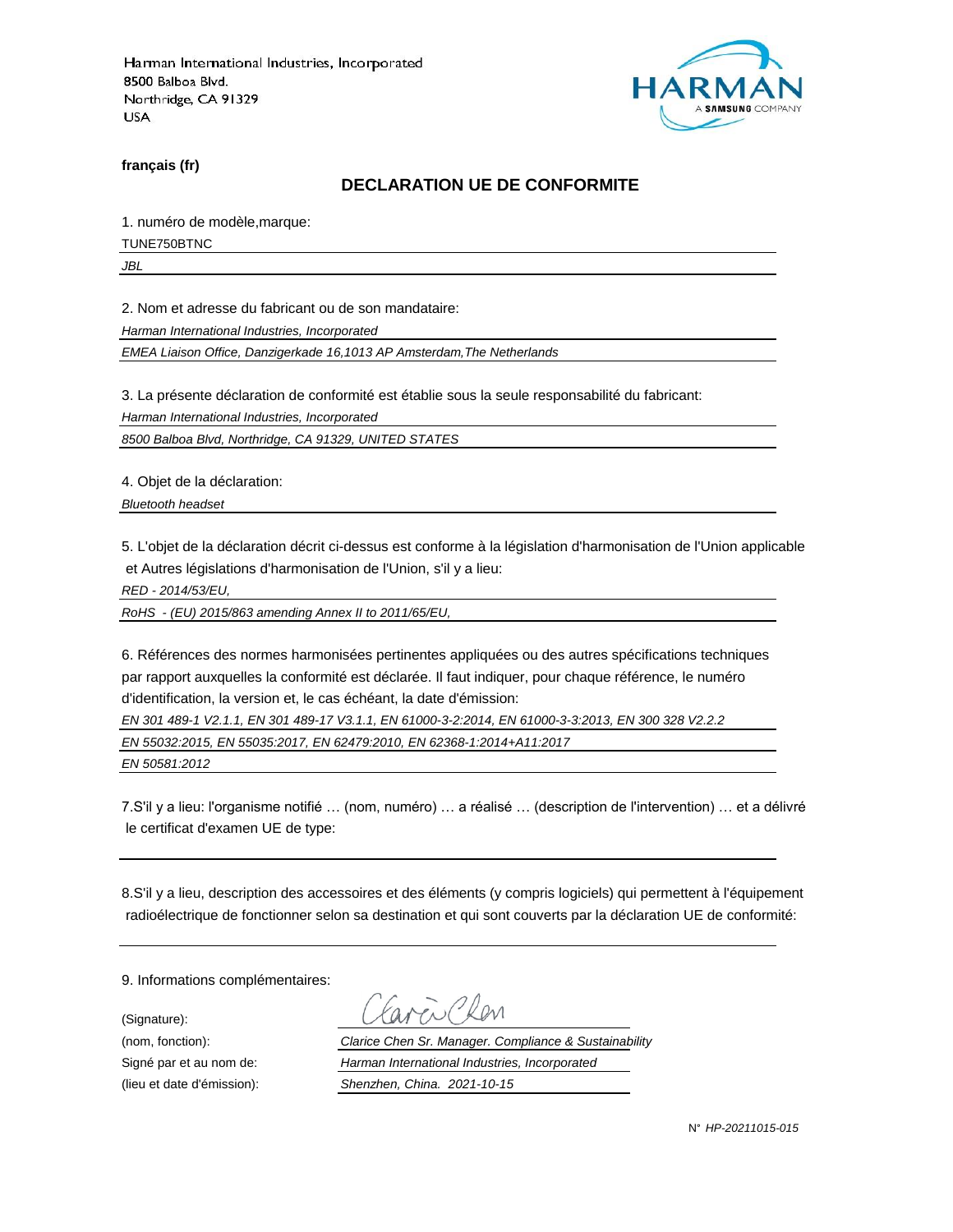Harman International Industries, Incorporated
8500 Balboa Blvd.
Northridge, CA 91329
USA

HARMAN
A SAMSUNG COMPANY

**français (fr)**

## DECLARATION UE DE CONFORMITE

1. numéro de modèle,marque:

TUNE750BTNC

*JBL*

2. Nom et adresse du fabricant ou de son mandataire:

*Harman International Industries, Incorporated*

*EMEA Liaison Office, Danzigerkade 16,1013 AP Amsterdam,The Netherlands*

3. La présente déclaration de conformité est établie sous la seule responsabilité du fabricant:

*Harman International Industries, Incorporated*

*8500 Balboa Blvd, Northridge, CA 91329, UNITED STATES*

4. Objet de la déclaration:

*Bluetooth headset*

5. L'objet de la déclaration décrit ci-dessus est conforme à la législation d'harmonisation de l'Union applicable et Autres législations d'harmonisation de l'Union, s'il y a lieu:

*RED - 2014/53/EU,*

*RoHS - (EU) 2015/863 amending Annex II to 2011/65/EU,*

6. Références des normes harmonisées pertinentes appliquées ou des autres spécifications techniques par rapport auxquelles la conformité est déclarée. Il faut indiquer, pour chaque référence, le numéro d'identification, la version et, le cas échéant, la date d'émission:

*EN 301 489-1 V2.1.1, EN 301 489-17 V3.1.1, EN 61000-3-2:2014, EN 61000-3-3:2013, EN 300 328 V2.2.2*

*EN 55032:2015, EN 55035:2017, EN 62479:2010, EN 62368-1:2014+A11:2017*

*EN 50581:2012*

7.S'il y a lieu: l'organisme notifié … (nom, numéro) … a réalisé … (description de l'intervention) … et a délivré le certificat d'examen UE de type:

8.S'il y a lieu, description des accessoires et des éléments (y compris logiciels) qui permettent à l'équipement radioélectrique de fonctionner selon sa destination et qui sont couverts par la déclaration UE de conformité:

9. Informations complémentaires:

(Signature): Clarice Chen

(nom, fonction): *Clarice Chen Sr. Manager. Compliance & Sustainability*

Signé par et au nom de: *Harman International Industries, Incorporated*

(lieu et date d'émission): *Shenzhen, China. 2021-10-15*

N° *HP-20211015-015*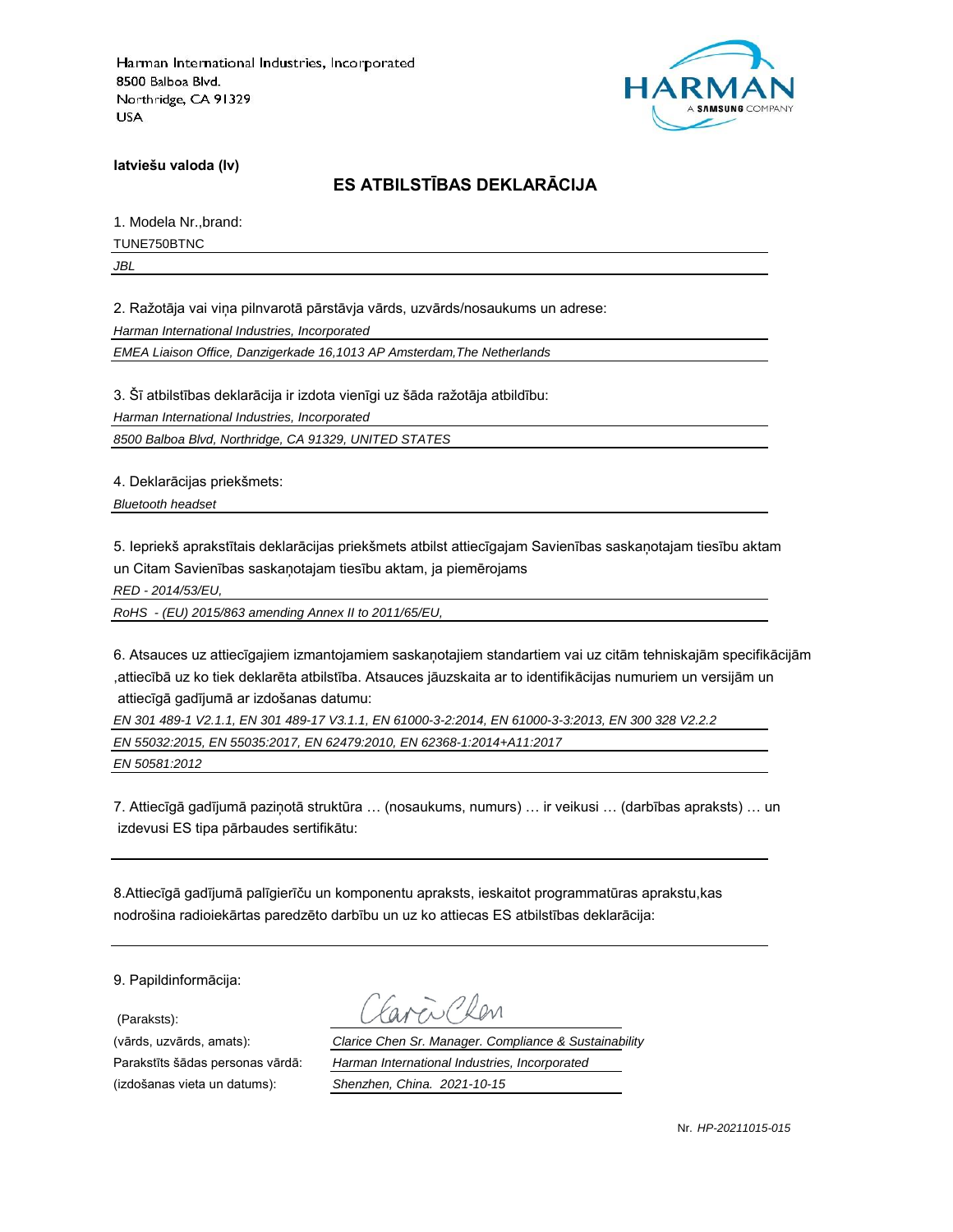Harman International Industries, Incorporated
8500 Balboa Blvd.
Northridge, CA 91329
USA

HARMAN
A SAMSUNG COMPANY

**latviešu valoda (lv)**

## ES ATBILSTĪBAS DEKLARĀCIJA

1. Modela Nr.,brand:

TUNE750BTNC

*JBL*

2. Ražotāja vai viņa pilnvarotā pārstāvja vārds, uzvārds/nosaukums un adrese:

*Harman International Industries, Incorporated*

*EMEA Liaison Office, Danzigerkade 16,1013 AP Amsterdam,The Netherlands*

3. Šī atbilstības deklarācija ir izdota vienīgi uz šāda ražotāja atbildību:

*Harman International Industries, Incorporated*

*8500 Balboa Blvd, Northridge, CA 91329, UNITED STATES*

4. Deklarācijas priekšmets:

*Bluetooth headset*

5. Iepriekš aprakstītais deklarācijas priekšmets atbilst attiecīgajam Savienības saskaņotajam tiesību aktam un Citam Savienības saskaņotajam tiesību aktam, ja piemērojams

*RED - 2014/53/EU,*

*RoHS - (EU) 2015/863 amending Annex II to 2011/65/EU,*

6. Atsauces uz attiecīgajiem izmantojamiem saskaņotajiem standartiem vai uz citām tehniskajām specifikācijām ,attiecībā uz ko tiek deklarēta atbilstība. Atsauces jāuzskaita ar to identifikācijas numuriem un versijām un attiecīgā gadījumā ar izdošanas datumu:

*EN 301 489-1 V2.1.1, EN 301 489-17 V3.1.1, EN 61000-3-2:2014, EN 61000-3-3:2013, EN 300 328 V2.2.2*

*EN 55032:2015, EN 55035:2017, EN 62479:2010, EN 62368-1:2014+A11:2017*

*EN 50581:2012*

7. Attiecīgā gadījumā paziņotā struktūra … (nosaukums, numurs) … ir veikusi … (darbības apraksts) … un izdevusi ES tipa pārbaudes sertifikātu:

8.Attiecīgā gadījumā palīgierīču un komponentu apraksts, ieskaitot programmatūras aprakstu,kas nodrošina radioiekārtas paredzēto darbību un uz ko attiecas ES atbilstības deklarācija:

9. Papildinformācija:

(Paraksts):

(vārds, uzvārds, amats): *Clarice Chen Sr. Manager. Compliance & Sustainability*

Parakstīts šādas personas vārdā: *Harman International Industries, Incorporated*

(izdošanas vieta un datums): *Shenzhen, China. 2021-10-15*

Nr. *HP-20211015-015*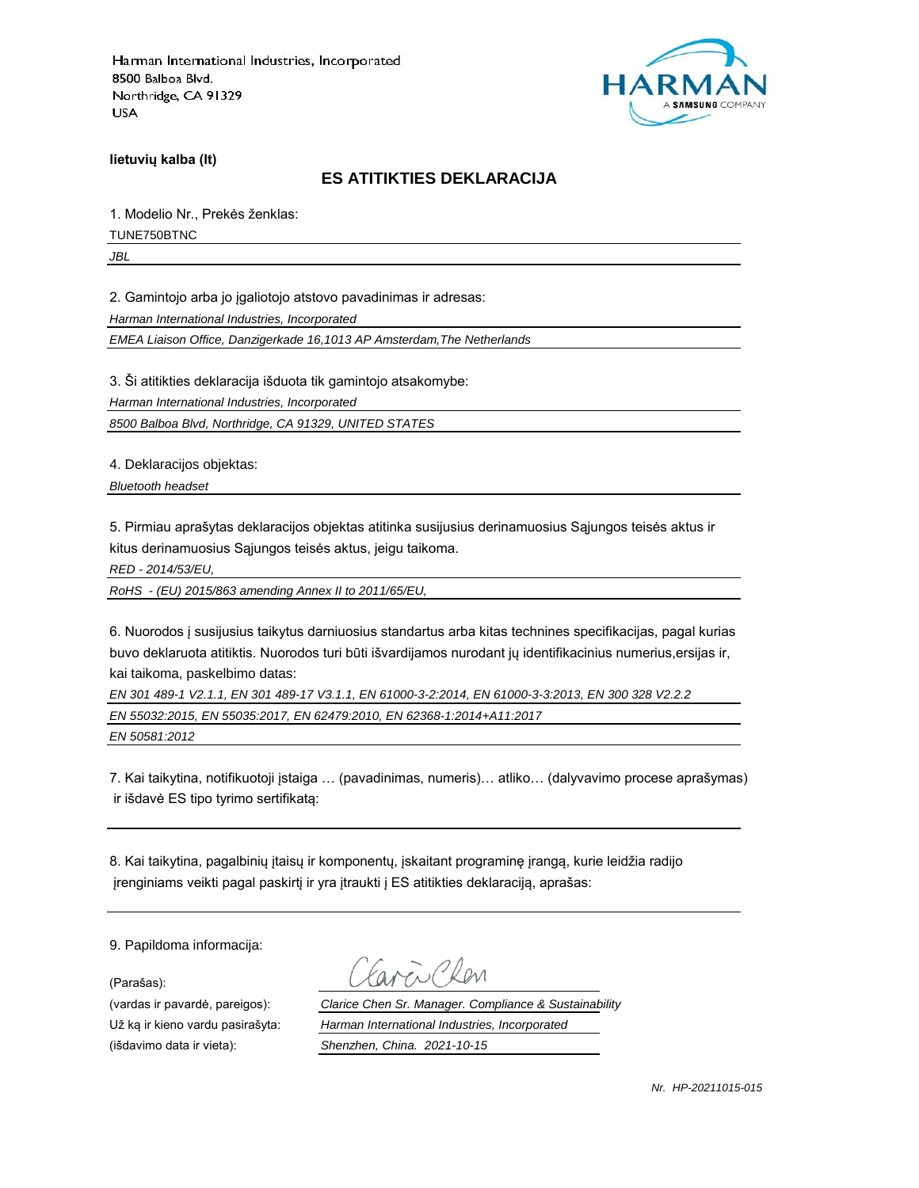Harman International Industries, Incorporated
8500 Balboa Blvd.
Northridge, CA 91329
USA

**lietuvių kalba (lt)**

## ES ATITIKTIES DEKLARACIJA

1. Modelio Nr., Prekės ženklas:

TUNE750BTNC

*JBL*

2. Gamintojo arba jo įgaliotojo atstovo pavadinimas ir adresas:

*Harman International Industries, Incorporated*

*EMEA Liaison Office, Danzigerkade 16,1013 AP Amsterdam,The Netherlands*

3. Ši atitikties deklaracija išduota tik gamintojo atsakomybe:

*Harman International Industries, Incorporated*

*8500 Balboa Blvd, Northridge, CA 91329, UNITED STATES*

4. Deklaracijos objektas:

*Bluetooth headset*

5. Pirmiau aprašytas deklaracijos objektas atitinka susijusius derinamuosius Sąjungos teisės aktus ir kitus derinamuosius Sąjungos teisės aktus, jeigu taikoma.

*RED - 2014/53/EU,*

*RoHS - (EU) 2015/863 amending Annex II to 2011/65/EU,*

6. Nuorodos į susijusius taikytus darniuosius standartus arba kitas technines specifikacijas, pagal kurias buvo deklaruota atitiktis. Nuorodos turi būti išvardijamos nurodant jų identifikacinius numerius,ersijas ir, kai taikoma, paskelbimo datas:

*EN 301 489-1 V2.1.1, EN 301 489-17 V3.1.1, EN 61000-3-2:2014, EN 61000-3-3:2013, EN 300 328 V2.2.2*

*EN 55032:2015, EN 55035:2017, EN 62479:2010, EN 62368-1:2014+A11:2017*

*EN 50581:2012*

7. Kai taikytina, notifikuotoji įstaiga … (pavadinimas, numeris)… atliko… (dalyvavimo procese aprašymas) ir išdavė ES tipo tyrimo sertifikatą:

8. Kai taikytina, pagalbinių įtaisų ir komponentų, įskaitant programinę įrangą, kurie leidžia radijo įrenginiams veikti pagal paskirtį ir yra įtraukti į ES atitikties deklaraciją, aprašas:

9. Papildoma informacija:

(Parašas):

(vardas ir pavardė, pareigos): *Clarice Chen Sr. Manager. Compliance & Sustainability*

Už ką ir kieno vardu pasirašyta: *Harman International Industries, Incorporated*

(išdavimo data ir vieta): *Shenzhen, China. 2021-10-15*

*Nr. HP-20211015-015*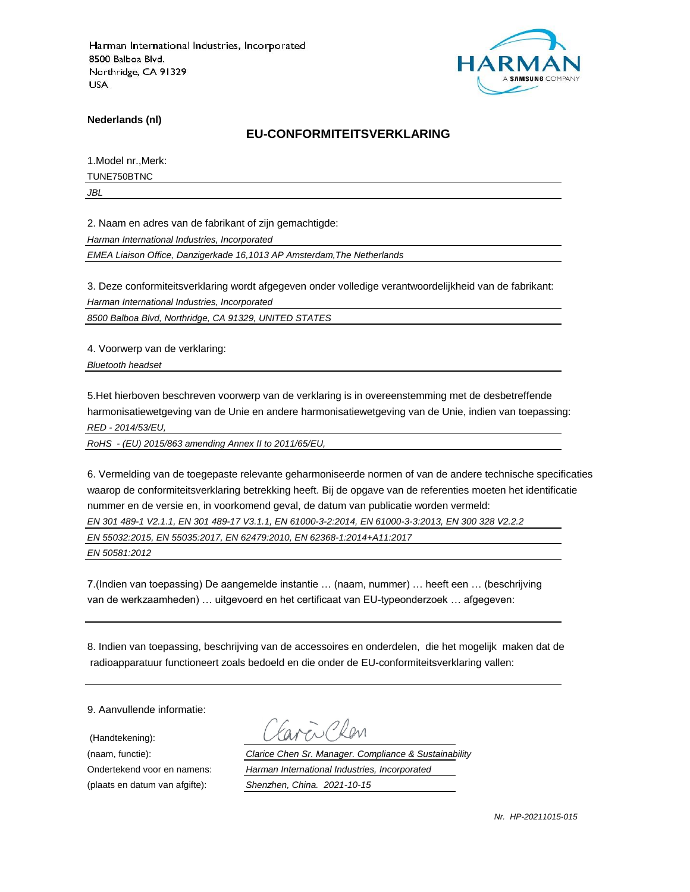Harman International Industries, Incorporated
8500 Balboa Blvd.
Northridge, CA 91329
USA

HARMAN
A SAMSUNG COMPANY

**Nederlands (nl)**

## EU-CONFORMITEITSVERKLARING

1.Model nr.,Merk:

TUNE750BTNC

*JBL*

2. Naam en adres van de fabrikant of zijn gemachtigde:

*Harman International Industries, Incorporated*

*EMEA Liaison Office, Danzigerkade 16,1013 AP Amsterdam,The Netherlands*

3. Deze conformiteitsverklaring wordt afgegeven onder volledige verantwoordelijkheid van de fabrikant:

*Harman International Industries, Incorporated*

*8500 Balboa Blvd, Northridge, CA 91329, UNITED STATES*

4. Voorwerp van de verklaring:

*Bluetooth headset*

5.Het hierboven beschreven voorwerp van de verklaring is in overeenstemming met de desbetreffende harmonisatiewetgeving van de Unie en andere harmonisatiewetgeving van de Unie, indien van toepassing:

*RED - 2014/53/EU,*

*RoHS - (EU) 2015/863 amending Annex II to 2011/65/EU,*

6. Vermelding van de toegepaste relevante geharmoniseerde normen of van de andere technische specificaties waarop de conformiteitsverklaring betrekking heeft. Bij de opgave van de referenties moeten het identificatie nummer en de versie en, in voorkomend geval, de datum van publicatie worden vermeld:

*EN 301 489-1 V2.1.1, EN 301 489-17 V3.1.1, EN 61000-3-2:2014, EN 61000-3-3:2013, EN 300 328 V2.2.2*

*EN 55032:2015, EN 55035:2017, EN 62479:2010, EN 62368-1:2014+A11:2017*

*EN 50581:2012*

7.(Indien van toepassing) De aangemelde instantie … (naam, nummer) … heeft een … (beschrijving van de werkzaamheden) … uitgevoerd en het certificaat van EU-typeonderzoek … afgegeven:

8. Indien van toepassing, beschrijving van de accessoires en onderdelen, die het mogelijk maken dat de radioapparatuur functioneert zoals bedoeld en die onder de EU-conformiteitsverklaring vallen:

9. Aanvullende informatie:

| | |
|---|---|
| (Handtekening): | Clarice Chen |
| (naam, functie): | *Clarice Chen Sr. Manager. Compliance & Sustainability* |
| Ondertekend voor en namens: | *Harman International Industries, Incorporated* |
| (plaats en datum van afgifte): | *Shenzhen, China. 2021-10-15* |

*Nr. HP-20211015-015*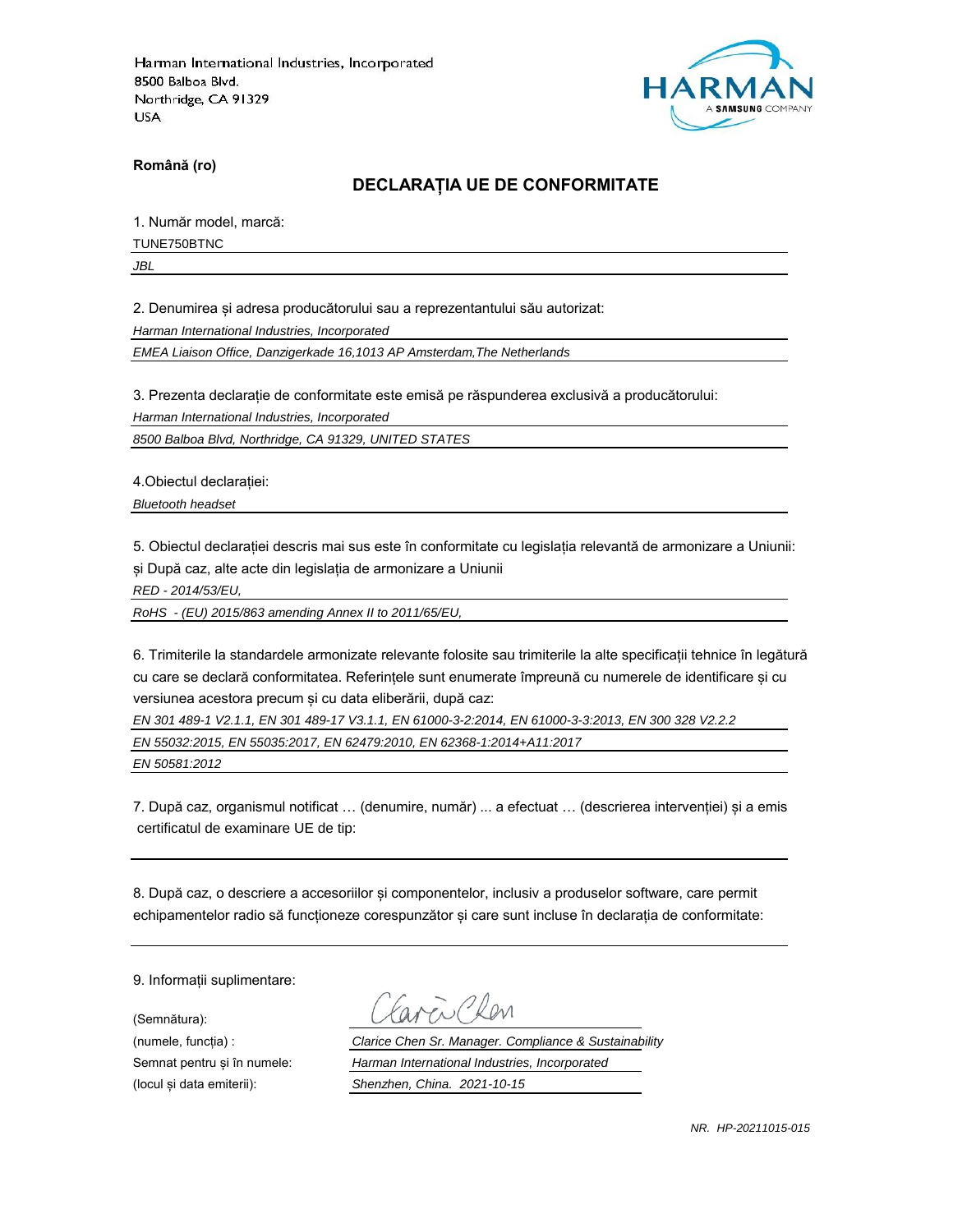Harman International Industries, Incorporated
8500 Balboa Blvd.
Northridge, CA 91329
USA

HARMAN
A SAMSUNG COMPANY

**Română (ro)**

## DECLARAȚIA UE DE CONFORMITATE

1. Număr model, marcă:

TUNE750BTNC

*JBL*

2. Denumirea și adresa producătorului sau a reprezentantului său autorizat:

*Harman International Industries, Incorporated*

*EMEA Liaison Office, Danzigerkade 16,1013 AP Amsterdam,The Netherlands*

3. Prezenta declarație de conformitate este emisă pe răspunderea exclusivă a producătorului:

*Harman International Industries, Incorporated*

*8500 Balboa Blvd, Northridge, CA 91329, UNITED STATES*

4.Obiectul declarației:

*Bluetooth headset*

5. Obiectul declarației descris mai sus este în conformitate cu legislația relevantă de armonizare a Uniunii: și După caz, alte acte din legislația de armonizare a Uniunii

*RED - 2014/53/EU,*

*RoHS - (EU) 2015/863 amending Annex II to 2011/65/EU,*

6. Trimiterile la standardele armonizate relevante folosite sau trimiterile la alte specificații tehnice în legătură cu care se declară conformitatea. Referințele sunt enumerate împreună cu numerele de identificare și cu versiunea acestora precum și cu data eliberării, după caz:

*EN 301 489-1 V2.1.1, EN 301 489-17 V3.1.1, EN 61000-3-2:2014, EN 61000-3-3:2013, EN 300 328 V2.2.2*

*EN 55032:2015, EN 55035:2017, EN 62479:2010, EN 62368-1:2014+A11:2017*

*EN 50581:2012*

7. După caz, organismul notificat … (denumire, număr) ... a efectuat … (descrierea intervenției) și a emis certificatul de examinare UE de tip:

8. După caz, o descriere a accesoriilor și componentelor, inclusiv a produselor software, care permit echipamentelor radio să funcționeze corespunzător și care sunt incluse în declarația de conformitate:

9. Informații suplimentare:

(Semnătura):

(numele, funcția) : *Clarice Chen Sr. Manager. Compliance & Sustainability*

Semnat pentru și în numele: *Harman International Industries, Incorporated*

(locul și data emiterii): *Shenzhen, China. 2021-10-15*

*NR. HP-20211015-015*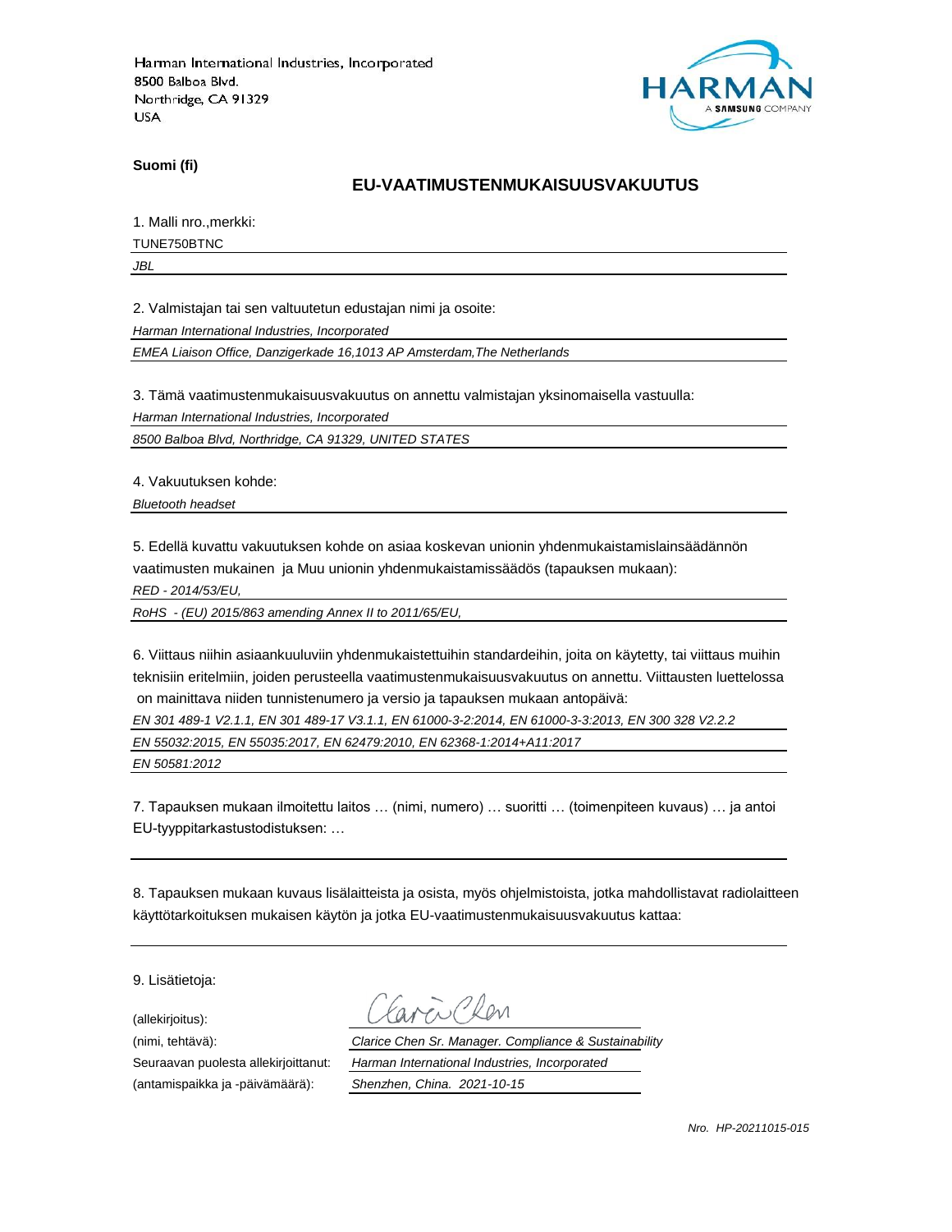Harman International Industries, Incorporated
8500 Balboa Blvd.
Northridge, CA 91329
USA

HARMAN
A SAMSUNG COMPANY

**Suomi (fi)**

## EU-VAATIMUSTENMUKAISUUSVAKUUTUS

1. Malli nro.,merkki:

TUNE750BTNC

*JBL*

2. Valmistajan tai sen valtuutetun edustajan nimi ja osoite:

*Harman International Industries, Incorporated*

*EMEA Liaison Office, Danzigerkade 16,1013 AP Amsterdam,The Netherlands*

3. Tämä vaatimustenmukaisuusvakuutus on annettu valmistajan yksinomaisella vastuulla:

*Harman International Industries, Incorporated*

*8500 Balboa Blvd, Northridge, CA 91329, UNITED STATES*

4. Vakuutuksen kohde:

*Bluetooth headset*

5. Edellä kuvattu vakuutuksen kohde on asiaa koskevan unionin yhdenmukaistamislainsäädännön vaatimusten mukainen ja Muu unionin yhdenmukaistamissäädös (tapauksen mukaan):

*RED - 2014/53/EU,*

*RoHS - (EU) 2015/863 amending Annex II to 2011/65/EU,*

6. Viittaus niihin asiaankuuluviin yhdenmukaistettuihin standardeihin, joita on käytetty, tai viittaus muihin teknisiin eritelmiin, joiden perusteella vaatimustenmukaisuusvakuutus on annettu. Viittausten luettelossa on mainittava niiden tunnistenumero ja versio ja tapauksen mukaan antopäivä:

*EN 301 489-1 V2.1.1, EN 301 489-17 V3.1.1, EN 61000-3-2:2014, EN 61000-3-3:2013, EN 300 328 V2.2.2*

*EN 55032:2015, EN 55035:2017, EN 62479:2010, EN 62368-1:2014+A11:2017*

*EN 50581:2012*

7. Tapauksen mukaan ilmoitettu laitos … (nimi, numero) … suoritti … (toimenpiteen kuvaus) … ja antoi EU-tyyppitarkastustodistuksen: …

8. Tapauksen mukaan kuvaus lisälaitteista ja osista, myös ohjelmistoista, jotka mahdollistavat radiolaitteen käyttötarkoituksen mukaisen käytön ja jotka EU-vaatimustenmukaisuusvakuutus kattaa:

9. Lisätietoja:

(allekirjoitus): Clarice Chen

(nimi, tehtävä): *Clarice Chen Sr. Manager. Compliance & Sustainability*

Seuraavan puolesta allekirjoittanut: *Harman International Industries, Incorporated*

(antamispaikka ja -päivämäärä): *Shenzhen, China. 2021-10-15*

*Nro. HP-20211015-015*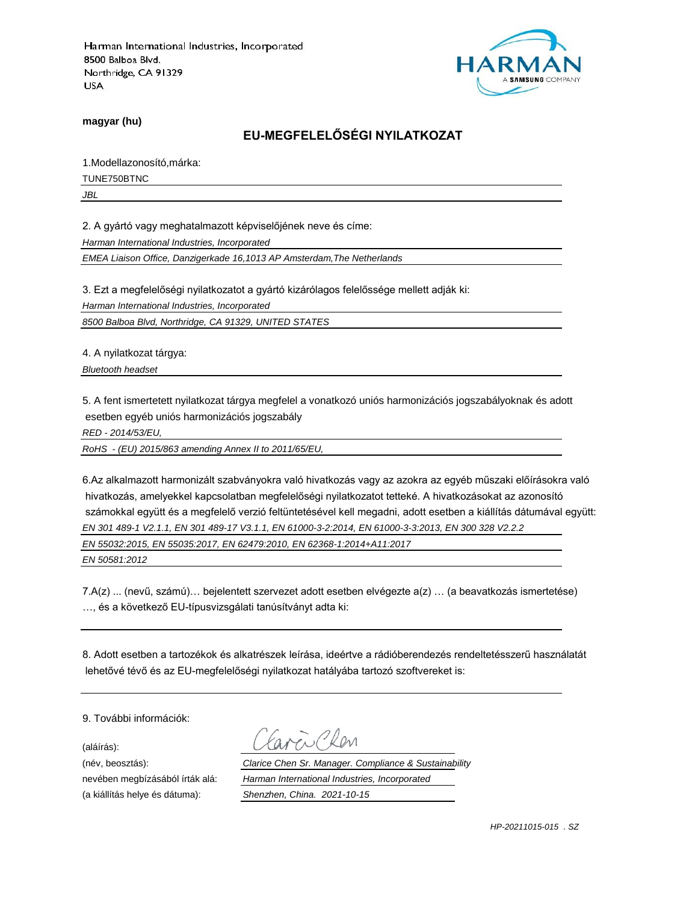Harman International Industries, Incorporated
8500 Balboa Blvd.
Northridge, CA 91329
USA

HARMAN
A SAMSUNG COMPANY

**magyar (hu)**

## EU-MEGFELELŐSÉGI NYILATKOZAT

1.Modellazonosító,márka:

TUNE750BTNC

*JBL*

2. A gyártó vagy meghatalmazott képviselőjének neve és címe:

*Harman International Industries, Incorporated*

*EMEA Liaison Office, Danzigerkade 16,1013 AP Amsterdam,The Netherlands*

3. Ezt a megfelelőségi nyilatkozatot a gyártó kizárólagos felelőssége mellett adják ki:

*Harman International Industries, Incorporated*

*8500 Balboa Blvd, Northridge, CA 91329, UNITED STATES*

4. A nyilatkozat tárgya:

*Bluetooth headset*

5. A fent ismertetett nyilatkozat tárgya megfelel a vonatkozó uniós harmonizációs jogszabályoknak és adott esetben egyéb uniós harmonizációs jogszabály

*RED - 2014/53/EU,*

*RoHS - (EU) 2015/863 amending Annex II to 2011/65/EU,*

6.Az alkalmazott harmonizált szabványokra való hivatkozás vagy az azokra az egyéb műszaki előírásokra való hivatkozás, amelyekkel kapcsolatban megfelelőségi nyilatkozatot tetteké. A hivatkozásokat az azonosító számokkal együtt és a megfelelő verzió feltüntetésével kell megadni, adott esetben a kiállítás dátumával együtt:

*EN 301 489-1 V2.1.1, EN 301 489-17 V3.1.1, EN 61000-3-2:2014, EN 61000-3-3:2013, EN 300 328 V2.2.2*

*EN 55032:2015, EN 55035:2017, EN 62479:2010, EN 62368-1:2014+A11:2017*

*EN 50581:2012*

7.A(z) ... (nevű, számú)… bejelentett szervezet adott esetben elvégezte a(z) … (a beavatkozás ismertetése) …, és a következő EU-típusvizsgálati tanúsítványt adta ki:

8. Adott esetben a tartozékok és alkatrészek leírása, ideértve a rádióberendezés rendeltetésszerű használatát lehetővé tévő és az EU-megfelelőségi nyilatkozat hatályába tartozó szoftvereket is:

9. További információk:

(aláírás): Clarice Chen

(név, beosztás): *Clarice Chen Sr. Manager. Compliance & Sustainability*

nevében megbízásából írták alá: *Harman International Industries, Incorporated*

(a kiállítás helye és dátuma): *Shenzhen, China. 2021-10-15*

*HP-20211015-015 . SZ*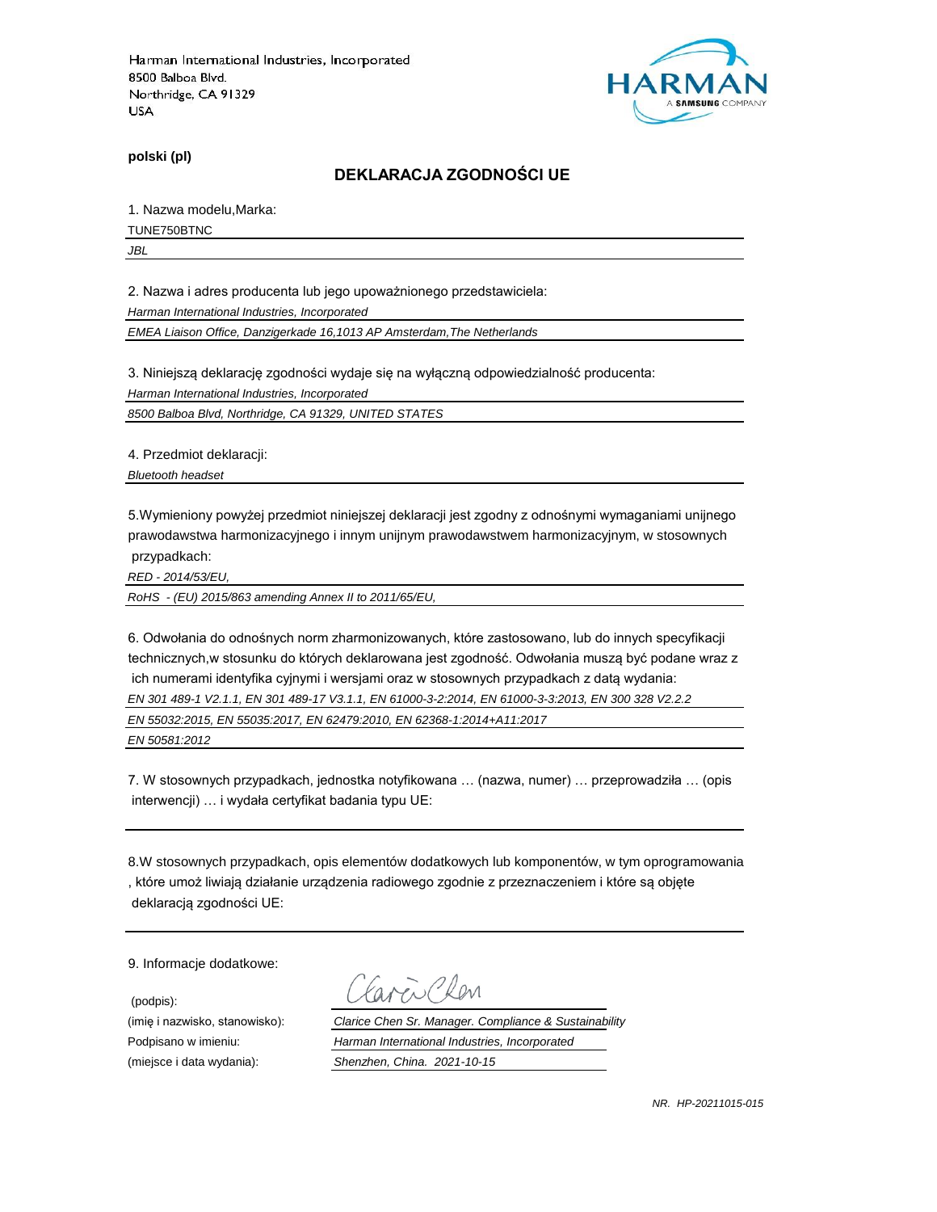Harman International Industries, Incorporated
8500 Balboa Blvd.
Northridge, CA 91329
USA

**polski (pl)**

## DEKLARACJA ZGODNOŚCI UE

1. Nazwa modelu,Marka:

TUNE750BTNC

*JBL*

2. Nazwa i adres producenta lub jego upoważnionego przedstawiciela:

*Harman International Industries, Incorporated*

*EMEA Liaison Office, Danzigerkade 16,1013 AP Amsterdam,The Netherlands*

3. Niniejszą deklarację zgodności wydaje się na wyłączną odpowiedzialność producenta:

*Harman International Industries, Incorporated*

*8500 Balboa Blvd, Northridge, CA 91329, UNITED STATES*

4. Przedmiot deklaracji:

*Bluetooth headset*

5.Wymieniony powyżej przedmiot niniejszej deklaracji jest zgodny z odnośnymi wymaganiami unijnego prawodawstwa harmonizacyjnego i innym unijnym prawodawstwem harmonizacyjnym, w stosownych przypadkach:

*RED - 2014/53/EU,*

*RoHS - (EU) 2015/863 amending Annex II to 2011/65/EU,*

6. Odwołania do odnośnych norm zharmonizowanych, które zastosowano, lub do innych specyfikacji technicznych,w stosunku do których deklarowana jest zgodność. Odwołania muszą być podane wraz z ich numerami identyfika cyjnymi i wersjami oraz w stosownych przypadkach z datą wydania:

*EN 301 489-1 V2.1.1, EN 301 489-17 V3.1.1, EN 61000-3-2:2014, EN 61000-3-3:2013, EN 300 328 V2.2.2*

*EN 55032:2015, EN 55035:2017, EN 62479:2010, EN 62368-1:2014+A11:2017*

*EN 50581:2012*

7. W stosownych przypadkach, jednostka notyfikowana … (nazwa, numer) … przeprowadziła … (opis interwencji) … i wydała certyfikat badania typu UE:

8.W stosownych przypadkach, opis elementów dodatkowych lub komponentów, w tym oprogramowania , które umoż liwiają działanie urządzenia radiowego zgodnie z przeznaczeniem i które są objęte deklaracją zgodności UE:

9. Informacje dodatkowe:

(podpis):

(imię i nazwisko, stanowisko): *Clarice Chen Sr. Manager. Compliance & Sustainability*

Podpisano w imieniu: *Harman International Industries, Incorporated*

(miejsce i data wydania): *Shenzhen, China. 2021-10-15*

*NR. HP-20211015-015*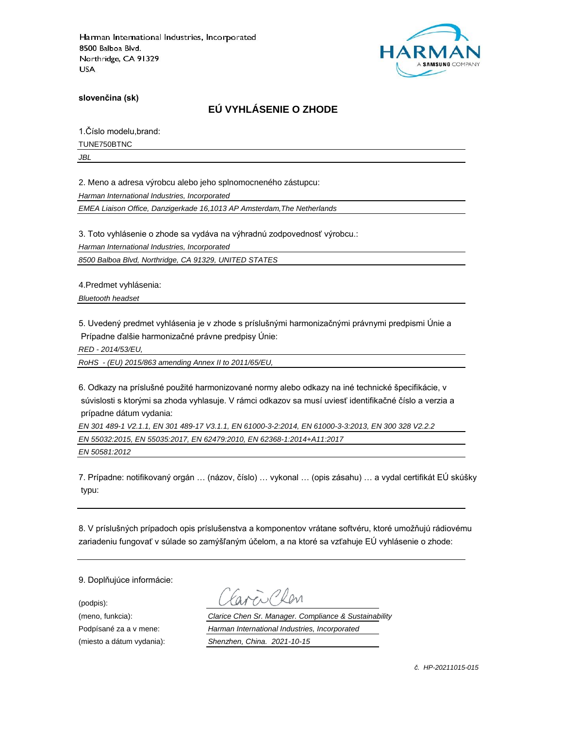Harman International Industries, Incorporated
8500 Balboa Blvd.
Northridge, CA 91329
USA

**slovenčina (sk)**

## EÚ VYHLÁSENIE O ZHODE

1.Číslo modelu,brand:

TUNE750BTNC

*JBL*

2. Meno a adresa výrobcu alebo jeho splnomocneného zástupcu:

*Harman International Industries, Incorporated*

*EMEA Liaison Office, Danzigerkade 16,1013 AP Amsterdam,The Netherlands*

3. Toto vyhlásenie o zhode sa vydáva na výhradnú zodpovednosť výrobcu.:

*Harman International Industries, Incorporated*

*8500 Balboa Blvd, Northridge, CA 91329, UNITED STATES*

4.Predmet vyhlásenia:

*Bluetooth headset*

5. Uvedený predmet vyhlásenia je v zhode s príslušnými harmonizačnými právnymi predpismi Únie a Prípadne ďalšie harmonizačné právne predpisy Únie:

*RED - 2014/53/EU,*

*RoHS - (EU) 2015/863 amending Annex II to 2011/65/EU,*

6. Odkazy na príslušné použité harmonizované normy alebo odkazy na iné technické špecifikácie, v súvislosti s ktorými sa zhoda vyhlasuje. V rámci odkazov sa musí uviesť identifikačné číslo a verzia a prípadne dátum vydania:

*EN 301 489-1 V2.1.1, EN 301 489-17 V3.1.1, EN 61000-3-2:2014, EN 61000-3-3:2013, EN 300 328 V2.2.2*

*EN 55032:2015, EN 55035:2017, EN 62479:2010, EN 62368-1:2014+A11:2017*

*EN 50581:2012*

7. Prípadne: notifikovaný orgán … (názov, číslo) … vykonal … (opis zásahu) … a vydal certifikát EÚ skúšky typu:

8. V príslušných prípadoch opis príslušenstva a komponentov vrátane softvéru, ktoré umožňujú rádiovému zariadeniu fungovať v súlade so zamýšľaným účelom, a na ktoré sa vzťahuje EÚ vyhlásenie o zhode:

9. Doplňujúce informácie:

(podpis):

(meno, funkcia): *Clarice Chen Sr. Manager. Compliance & Sustainability*

Podpísané za a v mene: *Harman International Industries, Incorporated*

(miesto a dátum vydania): *Shenzhen, China. 2021-10-15*

*č. HP-20211015-015*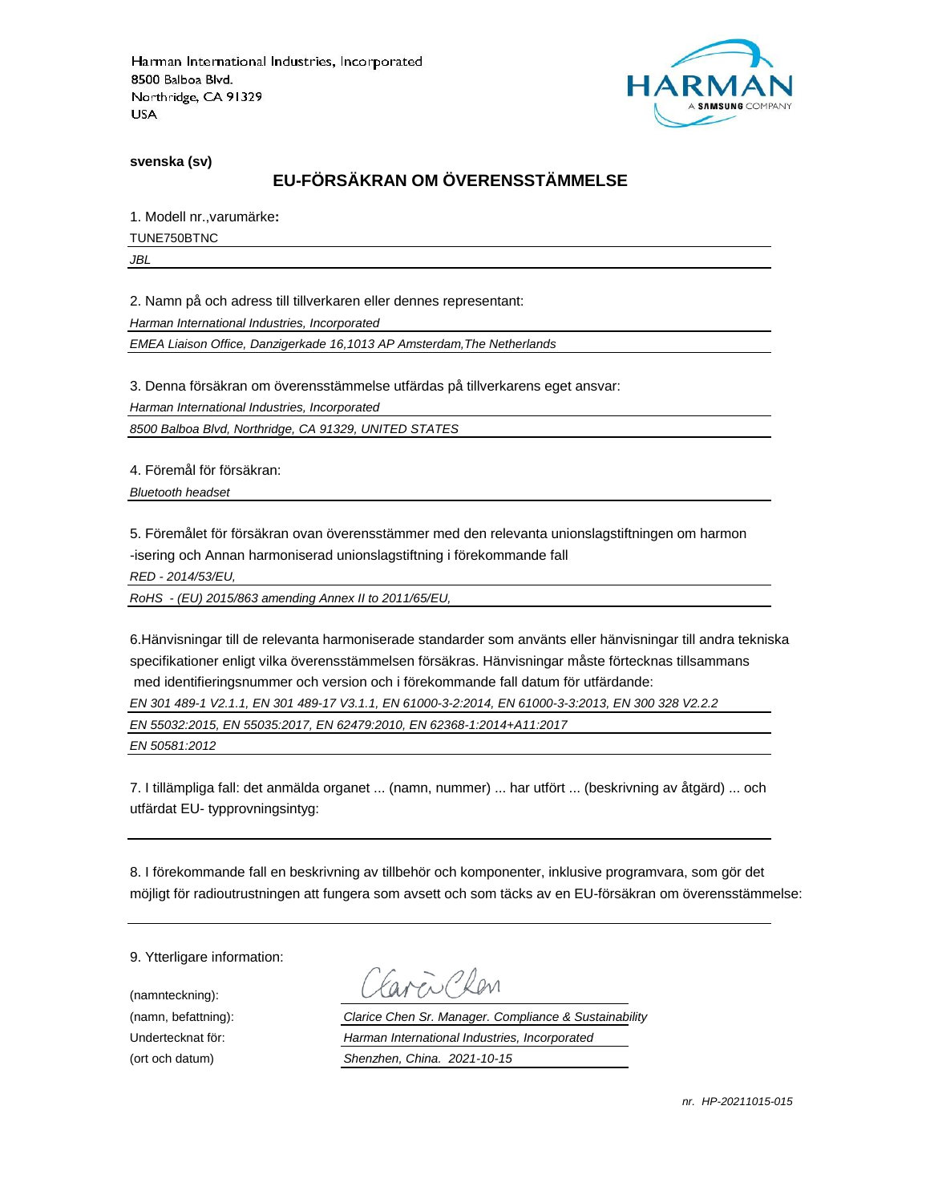Harman International Industries, Incorporated
8500 Balboa Blvd.
Northridge, CA 91329
USA

HARMAN
A SAMSUNG COMPANY

**svenska (sv)**

## EU-FÖRSÄKRAN OM ÖVERENSSTÄMMELSE

1. Modell nr.,varumärke**:**

TUNE750BTNC

*JBL*

2. Namn på och adress till tillverkaren eller dennes representant:

*Harman International Industries, Incorporated*

*EMEA Liaison Office, Danzigerkade 16,1013 AP Amsterdam,The Netherlands*

3. Denna försäkran om överensstämmelse utfärdas på tillverkarens eget ansvar:

*Harman International Industries, Incorporated*

*8500 Balboa Blvd, Northridge, CA 91329, UNITED STATES*

4. Föremål för försäkran:

*Bluetooth headset*

5. Föremålet för försäkran ovan överensstämmer med den relevanta unionslagstiftningen om harmon -isering och Annan harmoniserad unionslagstiftning i förekommande fall

*RED - 2014/53/EU,*

*RoHS - (EU) 2015/863 amending Annex II to 2011/65/EU,*

6.Hänvisningar till de relevanta harmoniserade standarder som använts eller hänvisningar till andra tekniska specifikationer enligt vilka överensstämmelsen försäkras. Hänvisningar måste förtecknas tillsammans med identifieringsnummer och version och i förekommande fall datum för utfärdande:

*EN 301 489-1 V2.1.1, EN 301 489-17 V3.1.1, EN 61000-3-2:2014, EN 61000-3-3:2013, EN 300 328 V2.2.2*

*EN 55032:2015, EN 55035:2017, EN 62479:2010, EN 62368-1:2014+A11:2017*

*EN 50581:2012*

7. I tillämpliga fall: det anmälda organet ... (namn, nummer) ... har utfört ... (beskrivning av åtgärd) ... och utfärdat EU- typprovningsintyg:

8. I förekommande fall en beskrivning av tillbehör och komponenter, inklusive programvara, som gör det möjligt för radioutrustningen att fungera som avsett och som täcks av en EU-försäkran om överensstämmelse:

9. Ytterligare information:

(namnteckning): Clarice Chen

(namn, befattning): *Clarice Chen Sr. Manager. Compliance & Sustainability*

Undertecknat för: *Harman International Industries, Incorporated*

(ort och datum) *Shenzhen, China. 2021-10-15*

*nr. HP-20211015-015*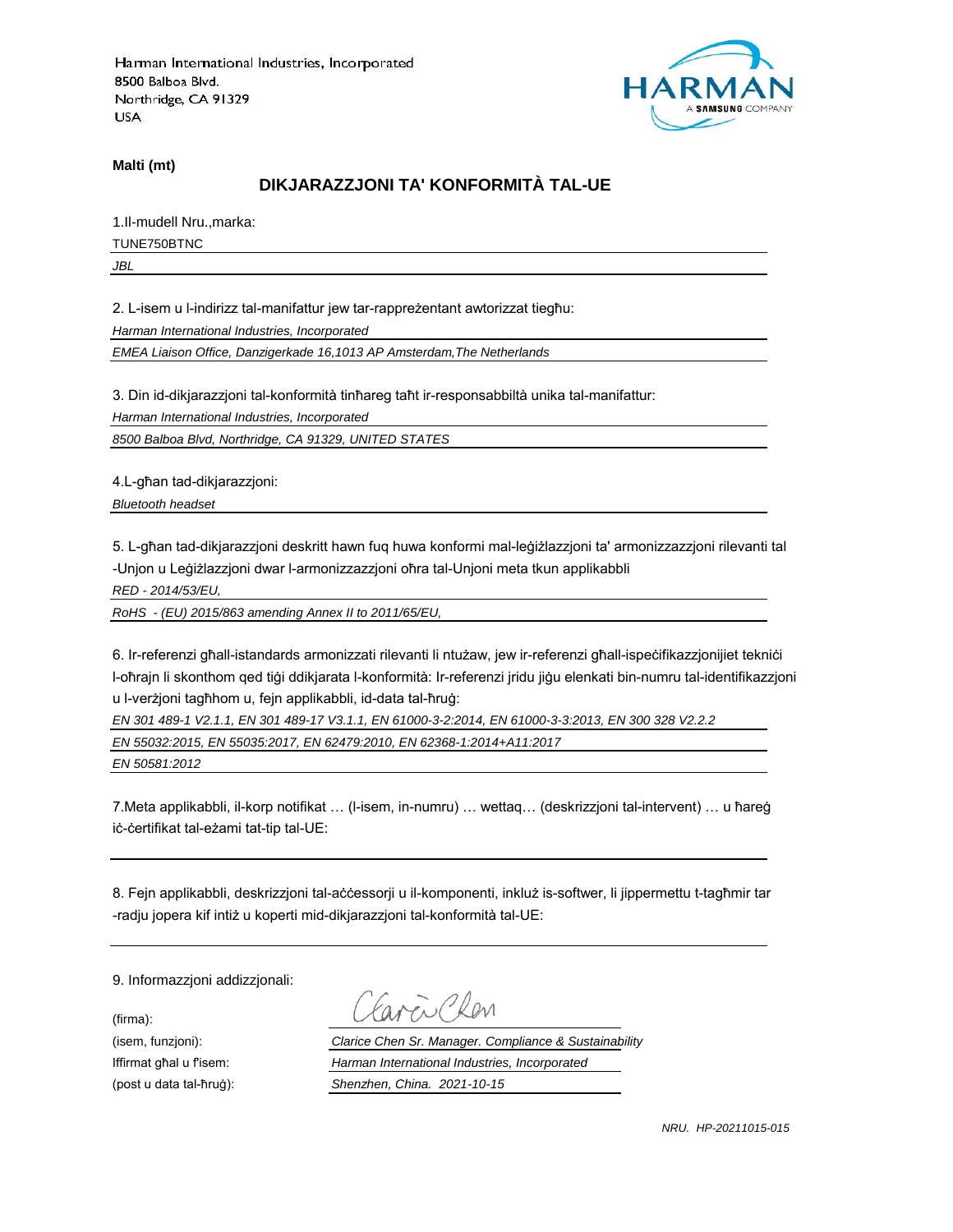Harman International Industries, Incorporated
8500 Balboa Blvd.
Northridge, CA 91329
USA

**Malti (mt)**

## DIKJARAZZJONI TA' KONFORMITÀ TAL-UE

1.Il-mudell Nru.,marka:

TUNE750BTNC

*JBL*

2. L-isem u l-indirizz tal-manifattur jew tar-rappreżentant awtorizzat tiegħu:

*Harman International Industries, Incorporated*

*EMEA Liaison Office, Danzigerkade 16,1013 AP Amsterdam,The Netherlands*

3. Din id-dikjarazzjoni tal-konformità tinħareg taħt ir-responsabbiltà unika tal-manifattur:

*Harman International Industries, Incorporated*

*8500 Balboa Blvd, Northridge, CA 91329, UNITED STATES*

4.L-għan tad-dikjarazzjoni:

*Bluetooth headset*

5. L-għan tad-dikjarazzjoni deskritt hawn fuq huwa konformi mal-leġiżlazzjoni ta' armonizzazzjoni rilevanti tal -Unjon u Leġiżlazzjoni dwar l-armonizzazzjoni oħra tal-Unjoni meta tkun applikabbli

*RED - 2014/53/EU,*

*RoHS - (EU) 2015/863 amending Annex II to 2011/65/EU,*

6. Ir-referenzi għall-istandards armonizzati rilevanti li ntużaw, jew ir-referenzi għall-ispeċifikazzjonijiet tekniċi l-oħrajn li skonthom qed tiġi ddikjarata l-konformità: Ir-referenzi jridu jiġu elenkati bin-numru tal-identifikazzjoni u l-verżjoni tagħhom u, fejn applikabbli, id-data tal-ħruġ:

*EN 301 489-1 V2.1.1, EN 301 489-17 V3.1.1, EN 61000-3-2:2014, EN 61000-3-3:2013, EN 300 328 V2.2.2*

*EN 55032:2015, EN 55035:2017, EN 62479:2010, EN 62368-1:2014+A11:2017*

*EN 50581:2012*

7.Meta applikabbli, il-korp notifikat … (l-isem, in-numru) … wettaq… (deskrizzjoni tal-intervent) … u ħareġ iċ-ċertifikat tal-eżami tat-tip tal-UE:

8. Fejn applikabbli, deskrizzjoni tal-aċċessorji u il-komponenti, inkluż is-software, li jippermettu t-tagħmir tar -radju jopera kif intiż u koperti mid-dikjarazzjoni tal-konformità tal-UE:

9. Informazzjoni addizzjonali:

(firma): Clarice Chen

(isem, funzjoni): *Clarice Chen Sr. Manager. Compliance & Sustainability*

Iffirmat għal u f'isem: *Harman International Industries, Incorporated*

(post u data tal-ħruġ): *Shenzhen, China. 2021-10-15*

*NRU. HP-20211015-015*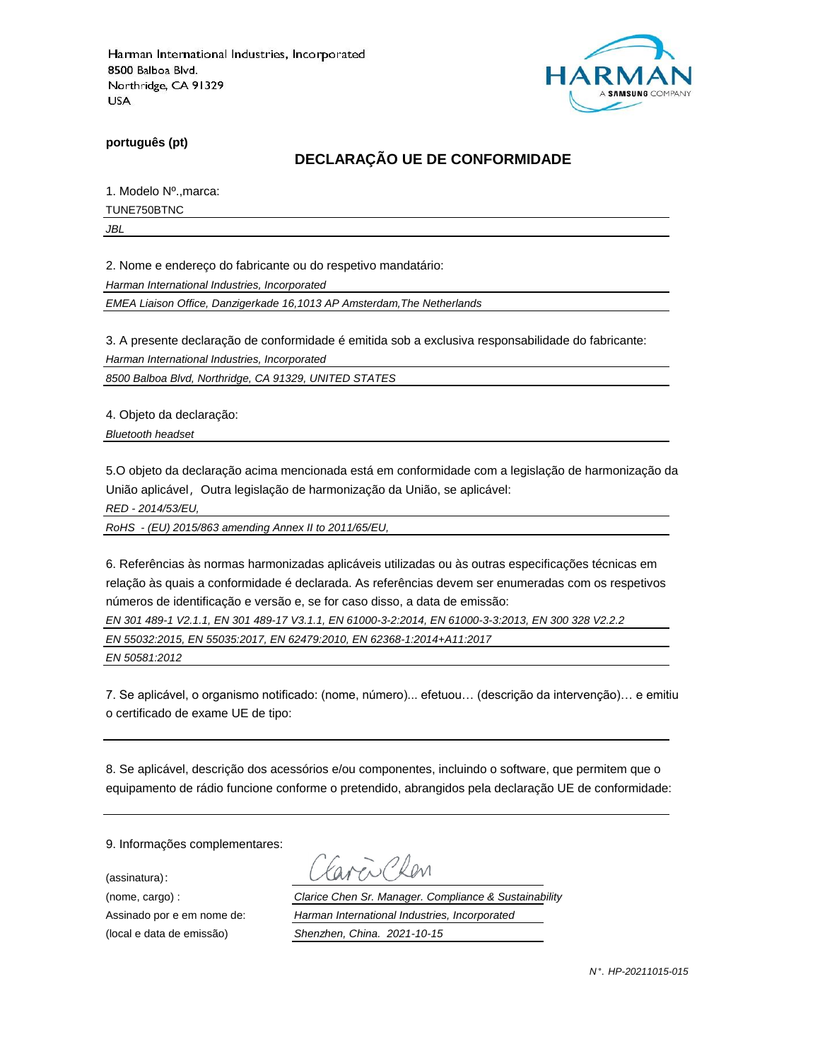Harman International Industries, Incorporated
8500 Balboa Blvd.
Northridge, CA 91329
USA

HARMAN
A SAMSUNG COMPANY

**português (pt)**

## DECLARAÇÃO UE DE CONFORMIDADE

1. Modelo Nº.,marca:

TUNE750BTNC

*JBL*

2. Nome e endereço do fabricante ou do respetivo mandatário:

*Harman International Industries, Incorporated*

*EMEA Liaison Office, Danzigerkade 16,1013 AP Amsterdam,The Netherlands*

3. A presente declaração de conformidade é emitida sob a exclusiva responsabilidade do fabricante:

*Harman International Industries, Incorporated*

*8500 Balboa Blvd, Northridge, CA 91329, UNITED STATES*

4. Objeto da declaração:

*Bluetooth headset*

5.O objeto da declaração acima mencionada está em conformidade com a legislação de harmonização da União aplicável，Outra legislação de harmonização da União, se aplicável:

*RED - 2014/53/EU,*

*RoHS - (EU) 2015/863 amending Annex II to 2011/65/EU,*

6. Referências às normas harmonizadas aplicáveis utilizadas ou às outras especificações técnicas em relação às quais a conformidade é declarada. As referências devem ser enumeradas com os respetivos números de identificação e versão e, se for caso disso, a data de emissão:

*EN 301 489-1 V2.1.1, EN 301 489-17 V3.1.1, EN 61000-3-2:2014, EN 61000-3-3:2013, EN 300 328 V2.2.2*

*EN 55032:2015, EN 55035:2017, EN 62479:2010, EN 62368-1:2014+A11:2017*

*EN 50581:2012*

7. Se aplicável, o organismo notificado: (nome, número)... efetuou… (descrição da intervenção)… e emitiu o certificado de exame UE de tipo:

8. Se aplicável, descrição dos acessórios e/ou componentes, incluindo o software, que permitem que o equipamento de rádio funcione conforme o pretendido, abrangidos pela declaração UE de conformidade:

9. Informações complementares:

(assinatura)：

(nome, cargo) : *Clarice Chen Sr. Manager. Compliance & Sustainability*

Assinado por e em nome de: *Harman International Industries, Incorporated*

(local e data de emissão) *Shenzhen, China. 2021-10-15*

*N°. HP-20211015-015*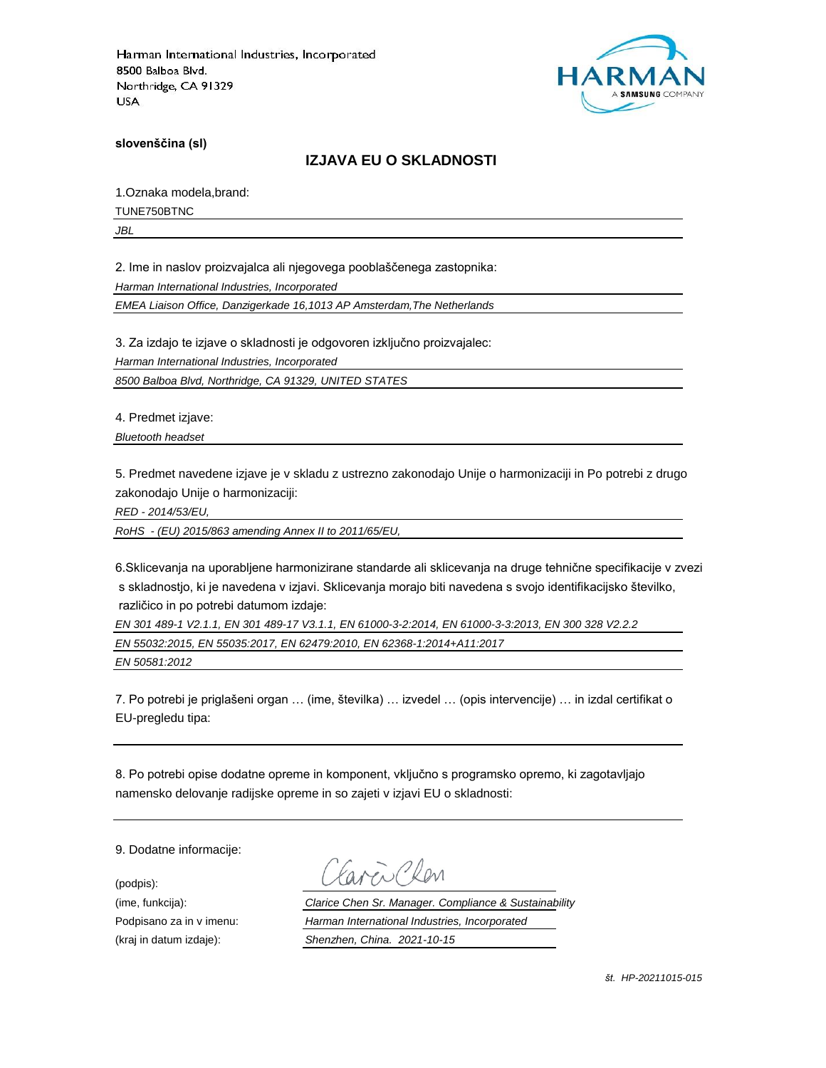Harman International Industries, Incorporated
8500 Balboa Blvd.
Northridge, CA 91329
USA

HARMAN
A SAMSUNG COMPANY

**slovenščina (sl)**

## IZJAVA EU O SKLADNOSTI

1.Oznaka modela,brand:

TUNE750BTNC

*JBL*

2. Ime in naslov proizvajalca ali njegovega pooblaščenega zastopnika:

*Harman International Industries, Incorporated*

*EMEA Liaison Office, Danzigerkade 16,1013 AP Amsterdam,The Netherlands*

3. Za izdajo te izjave o skladnosti je odgovoren izključno proizvajalec:

*Harman International Industries, Incorporated*

*8500 Balboa Blvd, Northridge, CA 91329, UNITED STATES*

4. Predmet izjave:

*Bluetooth headset*

5. Predmet navedene izjave je v skladu z ustrezno zakonodajo Unije o harmonizaciji in Po potrebi z drugo zakonodajo Unije o harmonizaciji:

*RED - 2014/53/EU,*

*RoHS - (EU) 2015/863 amending Annex II to 2011/65/EU,*

6.Sklicevanja na uporabljene harmonizirane standarde ali sklicevanja na druge tehnične specifikacije v zvezi s skladnostjo, ki je navedena v izjavi. Sklicevanja morajo biti navedena s svojo identifikacijsko številko, različico in po potrebi datumom izdaje:

*EN 301 489-1 V2.1.1, EN 301 489-17 V3.1.1, EN 61000-3-2:2014, EN 61000-3-3:2013, EN 300 328 V2.2.2*

*EN 55032:2015, EN 55035:2017, EN 62479:2010, EN 62368-1:2014+A11:2017*

*EN 50581:2012*

7. Po potrebi je priglašeni organ … (ime, številka) … izvedel … (opis intervencije) … in izdal certifikat o EU-pregledu tipa:

8. Po potrebi opise dodatne opreme in komponent, vključno s programsko opremo, ki zagotavljajo namensko delovanje radijske opreme in so zajeti v izjavi EU o skladnosti:

9. Dodatne informacije:

(podpis): Clarice Chen

(ime, funkcija): *Clarice Chen Sr. Manager. Compliance & Sustainability*

Podpisano za in v imenu: *Harman International Industries, Incorporated*

(kraj in datum izdaje): *Shenzhen, China. 2021-10-15*

*št. HP-20211015-015*